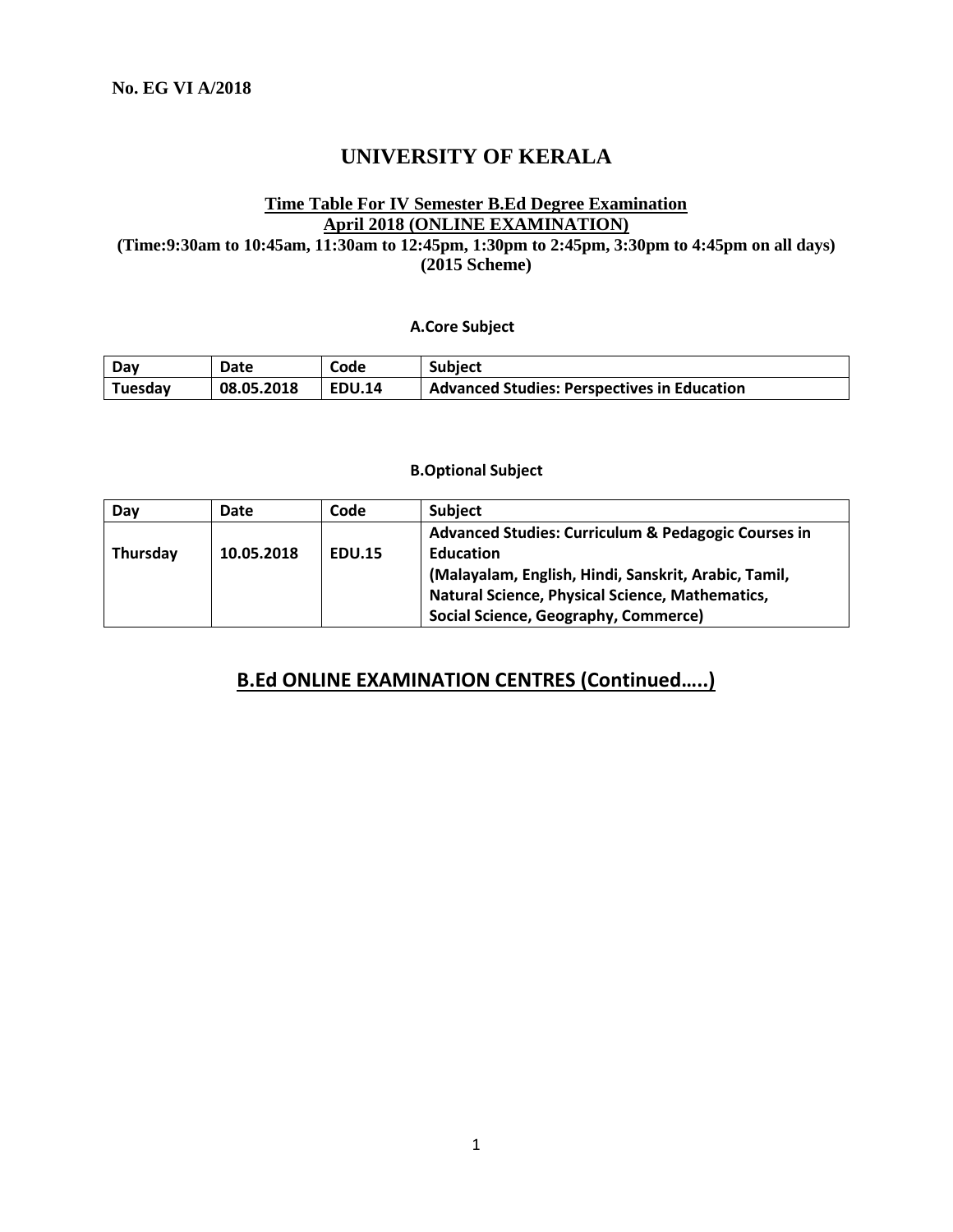**No. EG VI A/2018**

# UNIVERSITY OF KERALA

## Time Table For IV Semester B.Ed Degree Examination
## April 2018 (ONLINE EXAMINATION)

**(Time:9:30am to 10:45am, 11:30am to 12:45pm, 1:30pm to 2:45pm, 3:30pm to 4:45pm on all days)**
**(2015 Scheme)**

### A.Core Subject

| Day | Date | Code | Subject |
|---|---|---|---|
| Tuesday | 08.05.2018 | EDU.14 | Advanced Studies: Perspectives in Education |

### B.Optional Subject

| Day | Date | Code | Subject |
|---|---|---|---|
| Thursday | 10.05.2018 | EDU.15 | Advanced Studies: Curriculum & Pedagogic Courses in Education (Malayalam, English, Hindi, Sanskrit, Arabic, Tamil, Natural Science, Physical Science, Mathematics, Social Science, Geography, Commerce) |

## B.Ed ONLINE EXAMINATION CENTRES (Continued…..)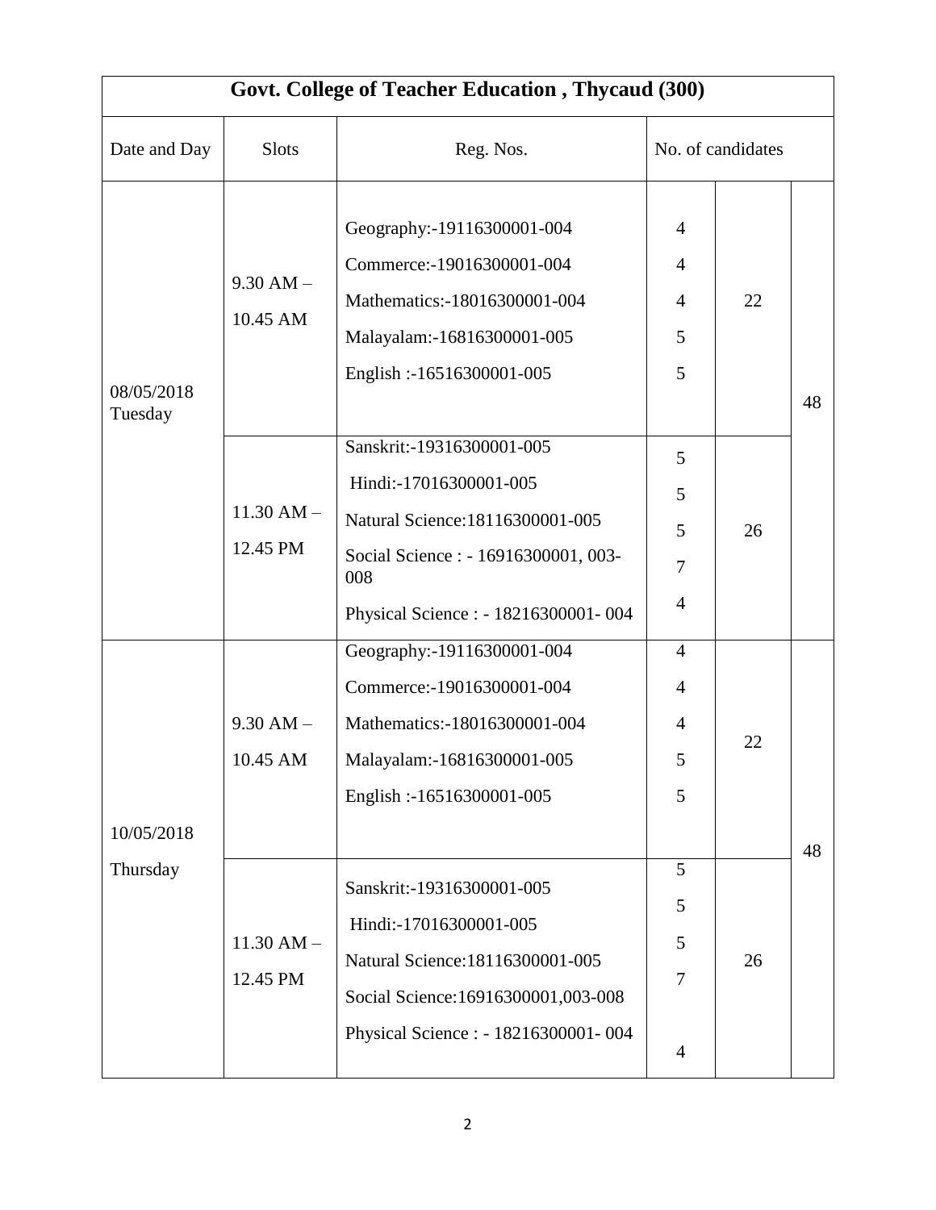| Govt. College of Teacher Education , Thycaud (300) | | | | | |
|---|---|---|---|---|---|
| Date and Day | Slots | Reg. Nos. | No. of candidates | | |
| 08/05/2018 Tuesday | 9.30 AM – 10.45 AM | Geography:-19116300001-004 | 4 | 22 | 48 |
| | | Commerce:-19016300001-004 | 4 | | |
| | | Mathematics:-18016300001-004 | 4 | | |
| | | Malayalam:-16816300001-005 | 5 | | |
| | | English :-16516300001-005 | 5 | | |
| | 11.30 AM – 12.45 PM | Sanskrit:-19316300001-005 | 5 | 26 | |
| | | Hindi:-17016300001-005 | 5 | | |
| | | Natural Science:18116300001-005 | 5 | | |
| | | Social Science : - 16916300001, 003-008 | 7 | | |
| | | Physical Science : - 18216300001- 004 | 4 | | |
| 10/05/2018 Thursday | 9.30 AM – 10.45 AM | Geography:-19116300001-004 | 4 | 22 | 48 |
| | | Commerce:-19016300001-004 | 4 | | |
| | | Mathematics:-18016300001-004 | 4 | | |
| | | Malayalam:-16816300001-005 | 5 | | |
| | | English :-16516300001-005 | 5 | | |
| | 11.30 AM – 12.45 PM | Sanskrit:-19316300001-005 | 5 | 26 | |
| | | Hindi:-17016300001-005 | 5 | | |
| | | Natural Science:18116300001-005 | 5 | | |
| | | Social Science:16916300001,003-008 | 7 | | |
| | | Physical Science : - 18216300001- 004 | 4 | | |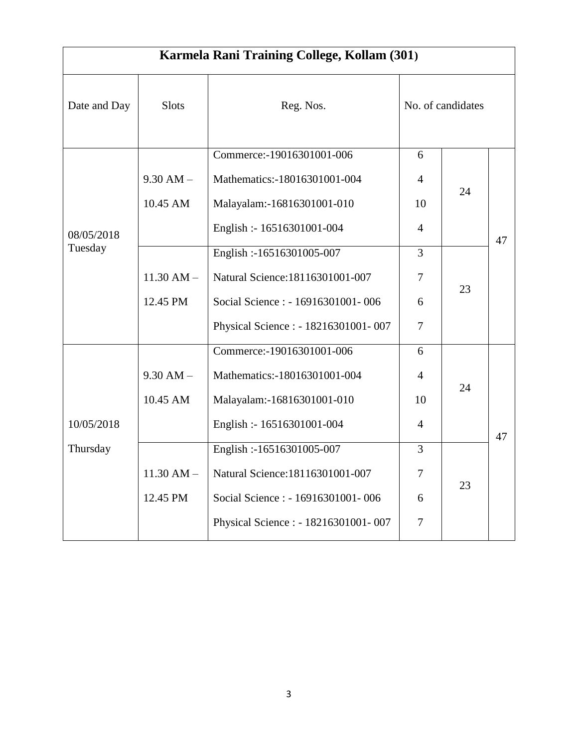| Karmela Rani Training College, Kollam (301) | | | | | |
|---|---|---|---|---|---|
| Date and Day | Slots | Reg. Nos. | No. of candidates | | |
| 08/05/2018 Tuesday | 9.30 AM – 10.45 AM | Commerce:-19016301001-006 | 6 | 24 | 47 |
| | | Mathematics:-18016301001-004 | 4 | | |
| | | Malayalam:-16816301001-010 | 10 | | |
| | | English :- 16516301001-004 | 4 | | |
| | 11.30 AM – 12.45 PM | English :-16516301005-007 | 3 | 23 | |
| | | Natural Science:18116301001-007 | 7 | | |
| | | Social Science : - 16916301001- 006 | 6 | | |
| | | Physical Science : - 18216301001- 007 | 7 | | |
| 10/05/2018 Thursday | 9.30 AM – 10.45 AM | Commerce:-19016301001-006 | 6 | 24 | 47 |
| | | Mathematics:-18016301001-004 | 4 | | |
| | | Malayalam:-16816301001-010 | 10 | | |
| | | English :- 16516301001-004 | 4 | | |
| | 11.30 AM – 12.45 PM | English :-16516301005-007 | 3 | 23 | |
| | | Natural Science:18116301001-007 | 7 | | |
| | | Social Science : - 16916301001- 006 | 6 | | |
| | | Physical Science : - 18216301001- 007 | 7 | | |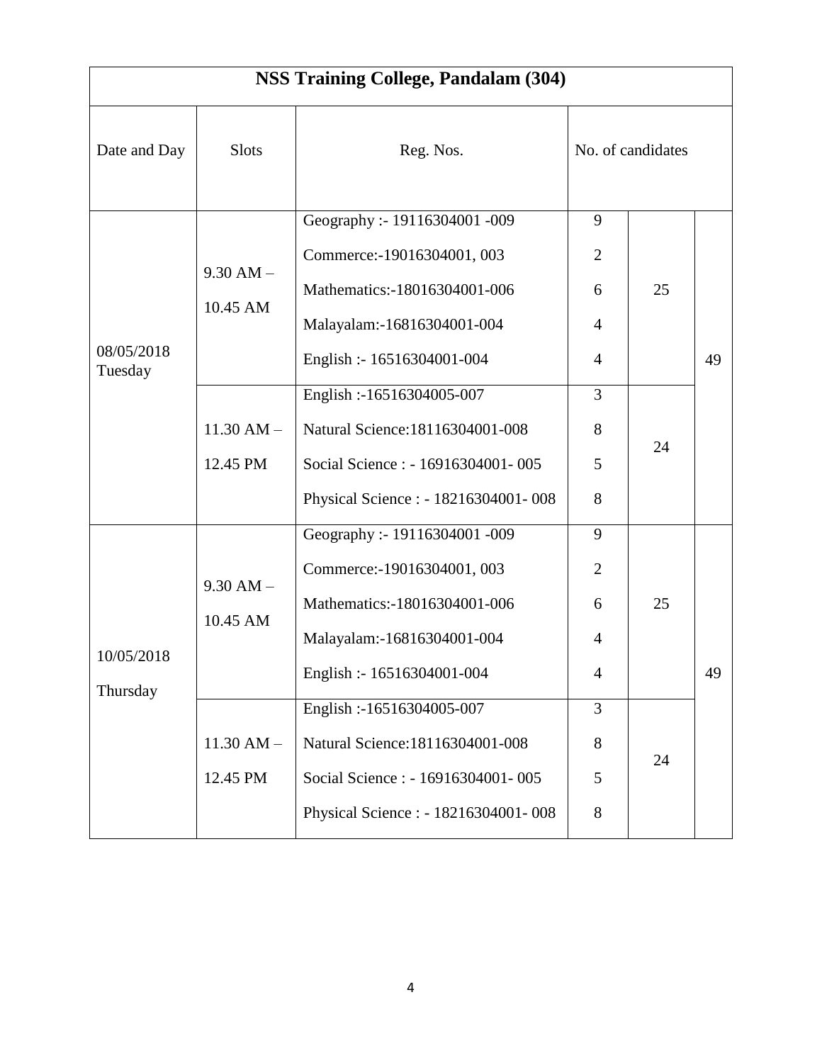| NSS Training College, Pandalam (304) | | | | | |
|---|---|---|---|---|---|
| Date and Day | Slots | Reg. Nos. | No. of candidates | | |
| 08/05/2018 Tuesday | 9.30 AM – 10.45 AM | Geography :- 19116304001 -009 | 9 | 25 | 49 |
| | | Commerce:-19016304001, 003 | 2 | | |
| | | Mathematics:-18016304001-006 | 6 | | |
| | | Malayalam:-16816304001-004 | 4 | | |
| | | English :- 16516304001-004 | 4 | | |
| | 11.30 AM – 12.45 PM | English :-16516304005-007 | 3 | 24 | |
| | | Natural Science:18116304001-008 | 8 | | |
| | | Social Science : - 16916304001- 005 | 5 | | |
| | | Physical Science : - 18216304001- 008 | 8 | | |
| 10/05/2018 Thursday | 9.30 AM – 10.45 AM | Geography :- 19116304001 -009 | 9 | 25 | 49 |
| | | Commerce:-19016304001, 003 | 2 | | |
| | | Mathematics:-18016304001-006 | 6 | | |
| | | Malayalam:-16816304001-004 | 4 | | |
| | | English :- 16516304001-004 | 4 | | |
| | 11.30 AM – 12.45 PM | English :-16516304005-007 | 3 | 24 | |
| | | Natural Science:18116304001-008 | 8 | | |
| | | Social Science : - 16916304001- 005 | 5 | | |
| | | Physical Science : - 18216304001- 008 | 8 | | |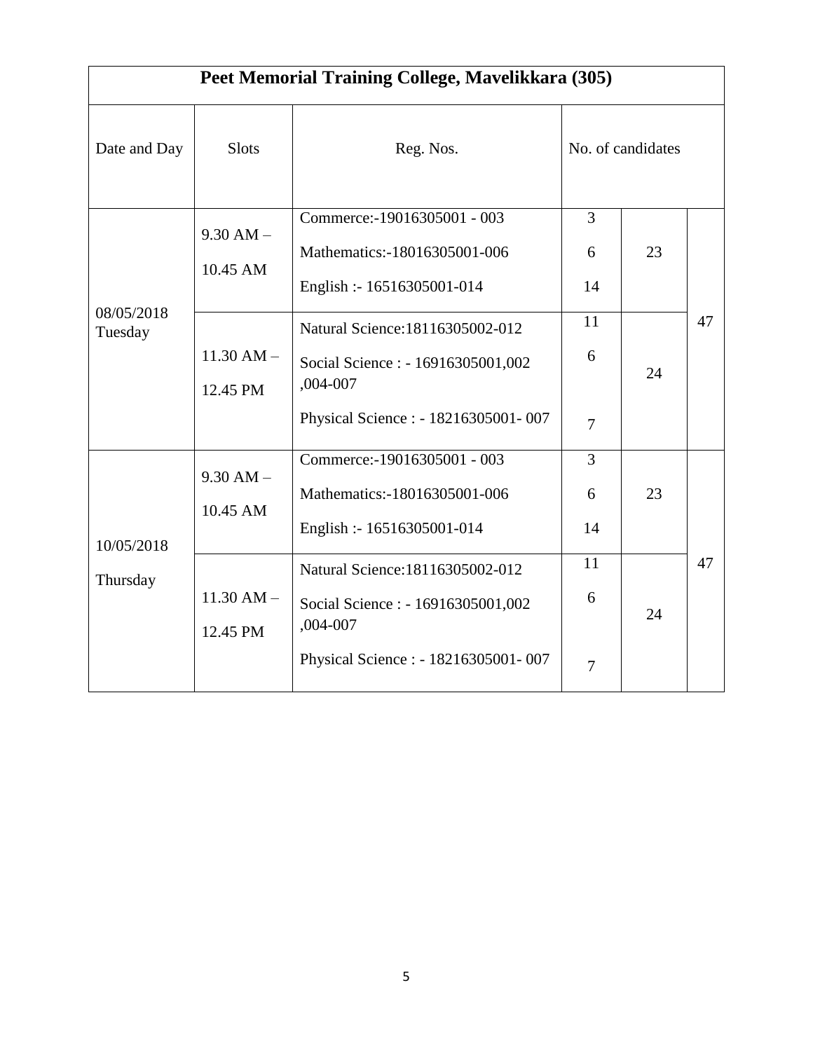| Peet Memorial Training College, Mavelikkara (305) | | | | | |
|---|---|---|---|---|---|
| Date and Day | Slots | Reg. Nos. | No. of candidates | | |
| 08/05/2018 Tuesday | 9.30 AM – 10.45 AM | Commerce:-19016305001 - 003 | 3 | 23 | 47 |
| | | Mathematics:-18016305001-006 | 6 | | |
| | | English :- 16516305001-014 | 14 | | |
| | 11.30 AM – 12.45 PM | Natural Science:18116305002-012 | 11 | 24 | |
| | | Social Science : - 16916305001,002 ,004-007 | 6 | | |
| | | Physical Science : - 18216305001- 007 | 7 | | |
| 10/05/2018 Thursday | 9.30 AM – 10.45 AM | Commerce:-19016305001 - 003 | 3 | 23 | 47 |
| | | Mathematics:-18016305001-006 | 6 | | |
| | | English :- 16516305001-014 | 14 | | |
| | 11.30 AM – 12.45 PM | Natural Science:18116305002-012 | 11 | 24 | |
| | | Social Science : - 16916305001,002 ,004-007 | 6 | | |
| | | Physical Science : - 18216305001- 007 | 7 | | |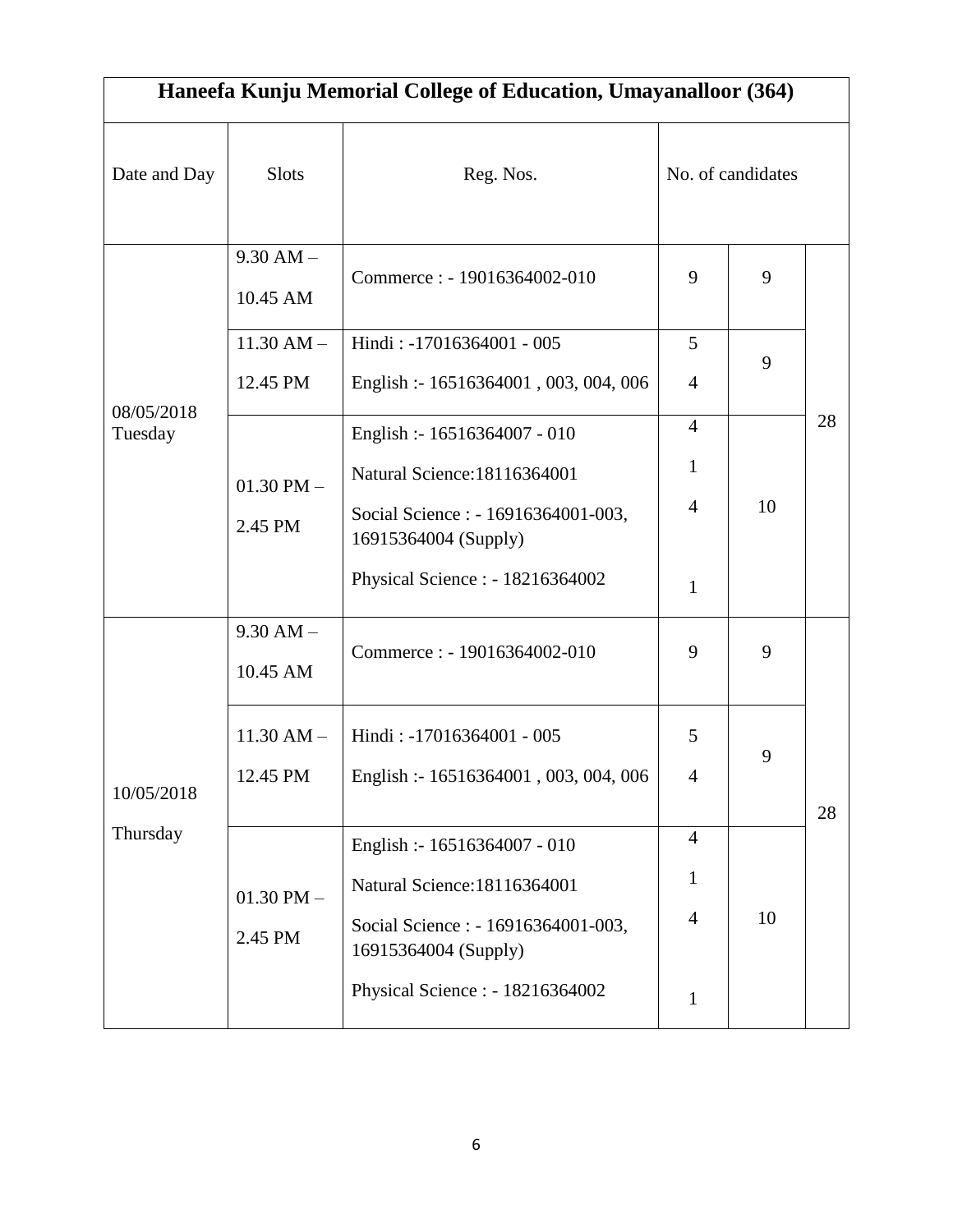| Haneefa Kunju Memorial College of Education, Umayanalloor (364) | | | | | |
|---|---|---|---|---|---|
| Date and Day | Slots | Reg. Nos. | No. of candidates | | |
| 08/05/2018 Tuesday | 9.30 AM – 10.45 AM | Commerce : - 19016364002-010 | 9 | 9 | 28 |
| | 11.30 AM – 12.45 PM | Hindi : -17016364001 - 005 | 5 | 9 | |
| | | English :- 16516364001 , 003, 004, 006 | 4 | | |
| | 01.30 PM – 2.45 PM | English :- 16516364007 - 010 | 4 | 10 | |
| | | Natural Science:18116364001 | 1 | | |
| | | Social Science : - 16916364001-003, 16915364004 (Supply) | 4 | | |
| | | Physical Science : - 18216364002 | 1 | | |
| 10/05/2018 Thursday | 9.30 AM – 10.45 AM | Commerce : - 19016364002-010 | 9 | 9 | 28 |
| | 11.30 AM – 12.45 PM | Hindi : -17016364001 - 005 | 5 | 9 | |
| | | English :- 16516364001 , 003, 004, 006 | 4 | | |
| | 01.30 PM – 2.45 PM | English :- 16516364007 - 010 | 4 | 10 | |
| | | Natural Science:18116364001 | 1 | | |
| | | Social Science : - 16916364001-003, 16915364004 (Supply) | 4 | | |
| | | Physical Science : - 18216364002 | 1 | | |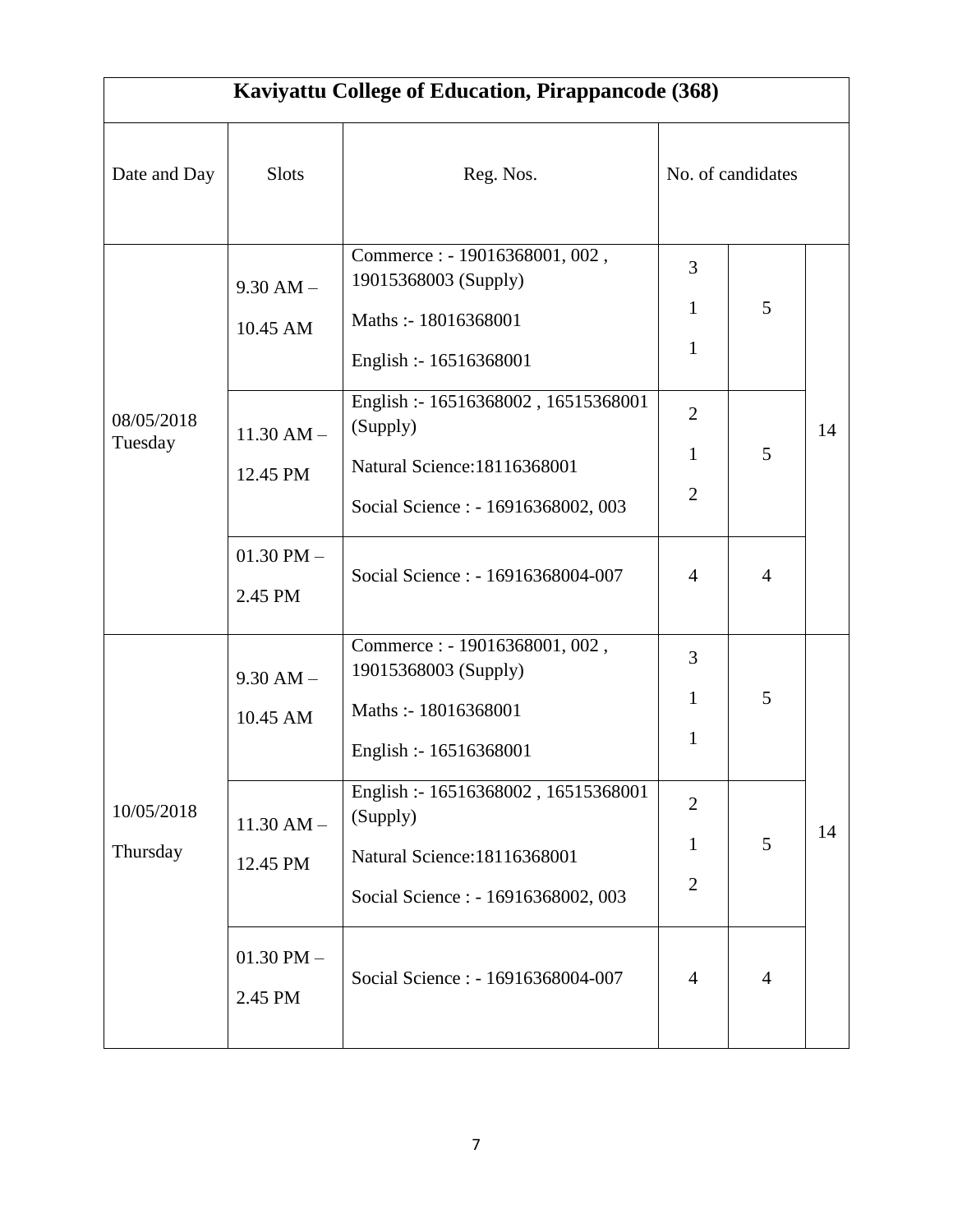| Kaviyattu College of Education, Pirappancode (368) | | | | | |
|---|---|---|---|---|---|
| Date and Day | Slots | Reg. Nos. | No. of candidates | | |
| 08/05/2018 Tuesday | 9.30 AM – 10.45 AM | Commerce : - 19016368001, 002 , 19015368003 (Supply)<br>Maths :- 18016368001<br>English :- 16516368001 | 3<br>1<br>1 | 5 | 14 |
| | 11.30 AM – 12.45 PM | English :- 16516368002 , 16515368001 (Supply)<br>Natural Science:18116368001<br>Social Science : - 16916368002, 003 | 2<br>1<br>2 | 5 | |
| | 01.30 PM – 2.45 PM | Social Science : - 16916368004-007 | 4 | 4 | |
| 10/05/2018 Thursday | 9.30 AM – 10.45 AM | Commerce : - 19016368001, 002 , 19015368003 (Supply)<br>Maths :- 18016368001<br>English :- 16516368001 | 3<br>1<br>1 | 5 | 14 |
| | 11.30 AM – 12.45 PM | English :- 16516368002 , 16515368001 (Supply)<br>Natural Science:18116368001<br>Social Science : - 16916368002, 003 | 2<br>1<br>2 | 5 | |
| | 01.30 PM – 2.45 PM | Social Science : - 16916368004-007 | 4 | 4 | |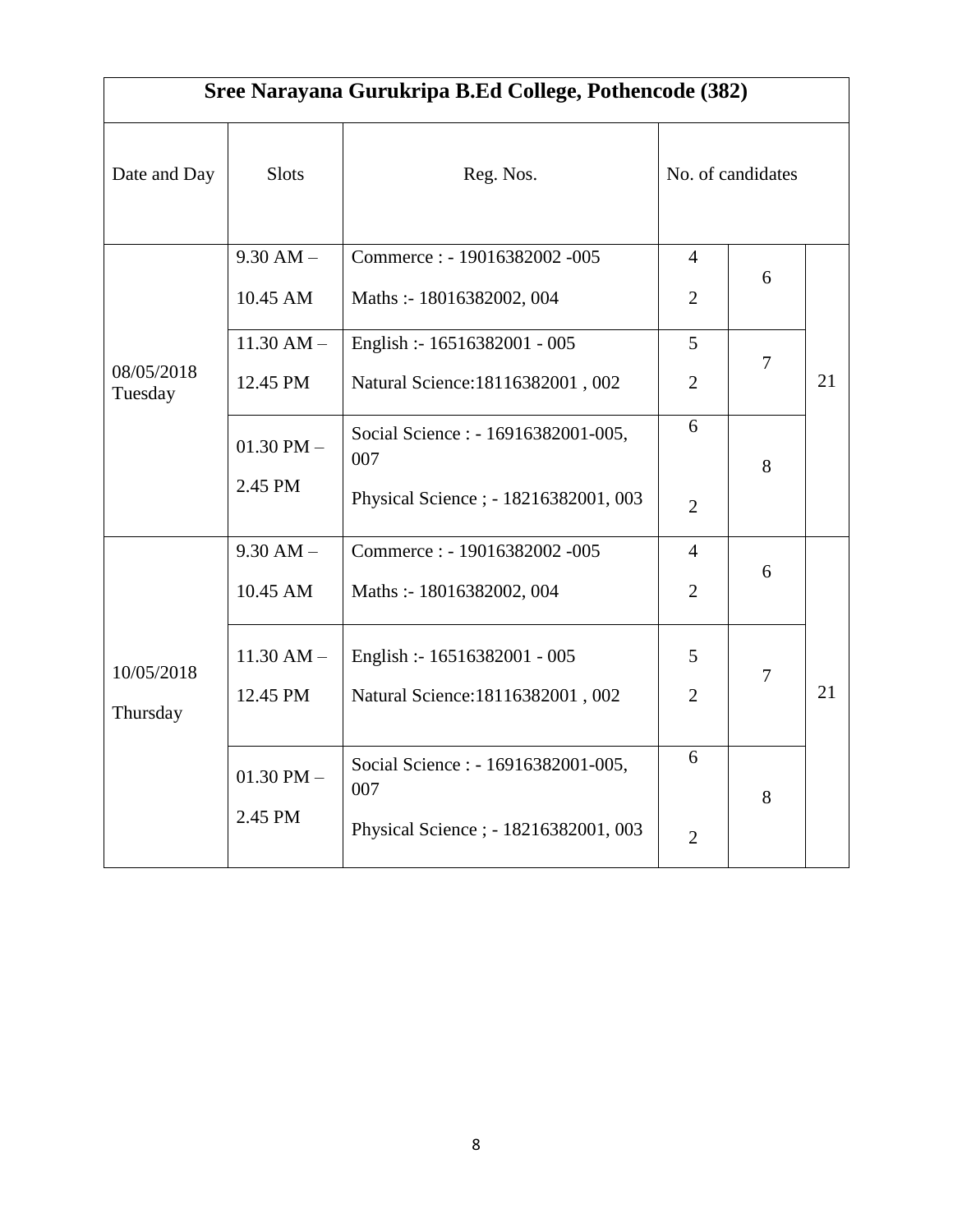| Sree Narayana Gurukripa B.Ed College, Pothencode (382) | | | | | |
|---|---|---|---|---|---|
| Date and Day | Slots | Reg. Nos. | No. of candidates | | |
| 08/05/2018 Tuesday | 9.30 AM – 10.45 AM | Commerce : - 19016382002 -005 | 4 | 6 | 21 |
| | | Maths :- 18016382002, 004 | 2 | | |
| | 11.30 AM – 12.45 PM | English :- 16516382001 - 005 | 5 | 7 | |
| | | Natural Science:18116382001 , 002 | 2 | | |
| | 01.30 PM – 2.45 PM | Social Science : - 16916382001-005, 007 | 6 | 8 | |
| | | Physical Science ; - 18216382001, 003 | 2 | | |
| 10/05/2018 Thursday | 9.30 AM – 10.45 AM | Commerce : - 19016382002 -005 | 4 | 6 | 21 |
| | | Maths :- 18016382002, 004 | 2 | | |
| | 11.30 AM – 12.45 PM | English :- 16516382001 - 005 | 5 | 7 | |
| | | Natural Science:18116382001 , 002 | 2 | | |
| | 01.30 PM – 2.45 PM | Social Science : - 16916382001-005, 007 | 6 | 8 | |
| | | Physical Science ; - 18216382001, 003 | 2 | | |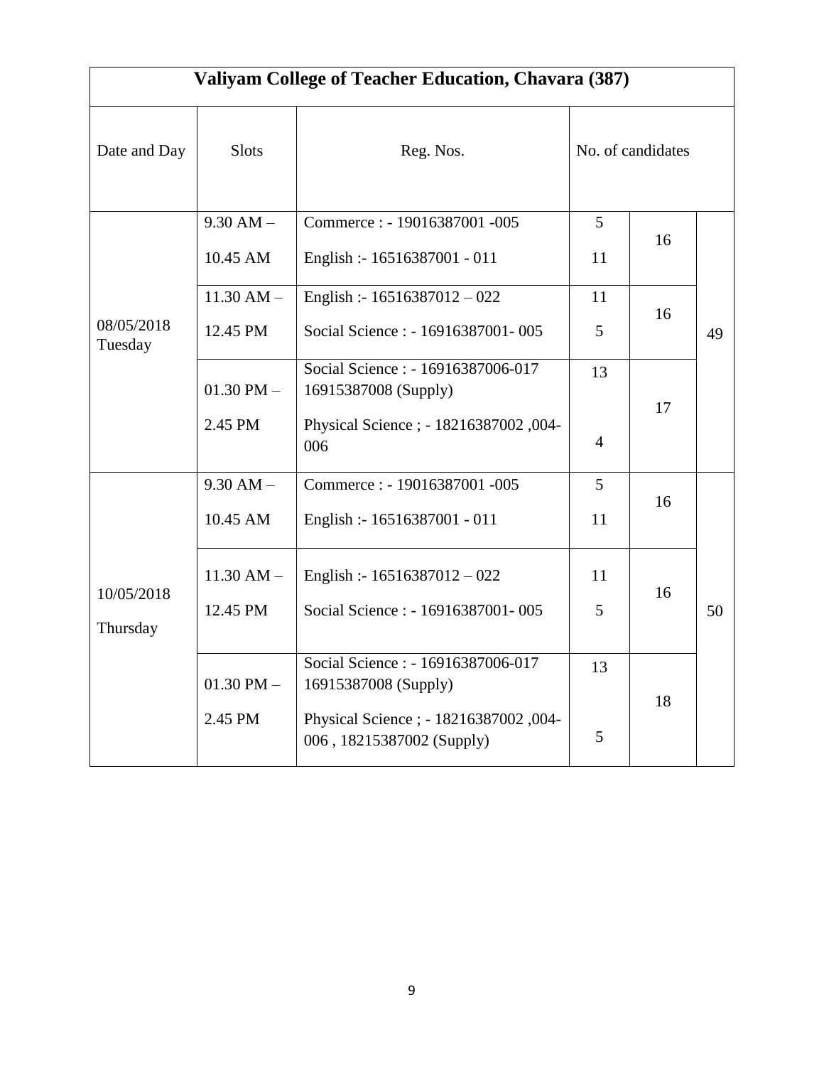| Valiyam College of Teacher Education, Chavara (387) | | | | | |
|---|---|---|---|---|---|
| Date and Day | Slots | Reg. Nos. | No. of candidates | | |
| 08/05/2018 Tuesday | 9.30 AM – 10.45 AM | Commerce : - 19016387001 -005<br>English :- 16516387001 - 011 | 5<br>11 | 16 | 49 |
| | 11.30 AM – 12.45 PM | English :- 16516387012 – 022<br>Social Science : - 16916387001- 005 | 11<br>5 | 16 | |
| | 01.30 PM – 2.45 PM | Social Science : - 16916387006-017 16915387008 (Supply)<br>Physical Science ; - 18216387002 ,004-006 | 13<br>4 | 17 | |
| 10/05/2018 Thursday | 9.30 AM – 10.45 AM | Commerce : - 19016387001 -005<br>English :- 16516387001 - 011 | 5<br>11 | 16 | 50 |
| | 11.30 AM – 12.45 PM | English :- 16516387012 – 022<br>Social Science : - 16916387001- 005 | 11<br>5 | 16 | |
| | 01.30 PM – 2.45 PM | Social Science : - 16916387006-017 16915387008 (Supply)<br>Physical Science ; - 18216387002 ,004-006 , 18215387002 (Supply) | 13<br>5 | 18 | |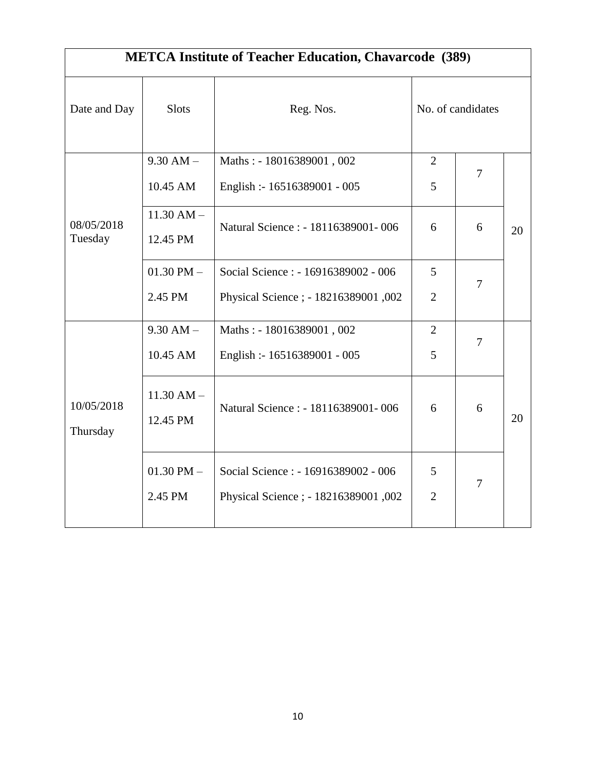| METCA Institute of Teacher Education, Chavarcode (389) | | | | | |
|---|---|---|---|---|---|
| Date and Day | Slots | Reg. Nos. | No. of candidates | | |
| 08/05/2018 Tuesday | 9.30 AM – 10.45 AM | Maths : - 18016389001 , 002<br>English :- 16516389001 - 005 | 2<br>5 | 7 | 20 |
| | 11.30 AM – 12.45 PM | Natural Science : - 18116389001- 006 | 6 | 6 | |
| | 01.30 PM – 2.45 PM | Social Science : - 16916389002 - 006<br>Physical Science ; - 18216389001 ,002 | 5<br>2 | 7 | |
| 10/05/2018 Thursday | 9.30 AM – 10.45 AM | Maths : - 18016389001 , 002<br>English :- 16516389001 - 005 | 2<br>5 | 7 | 20 |
| | 11.30 AM – 12.45 PM | Natural Science : - 18116389001- 006 | 6 | 6 | |
| | 01.30 PM – 2.45 PM | Social Science : - 16916389002 - 006<br>Physical Science ; - 18216389001 ,002 | 5<br>2 | 7 | |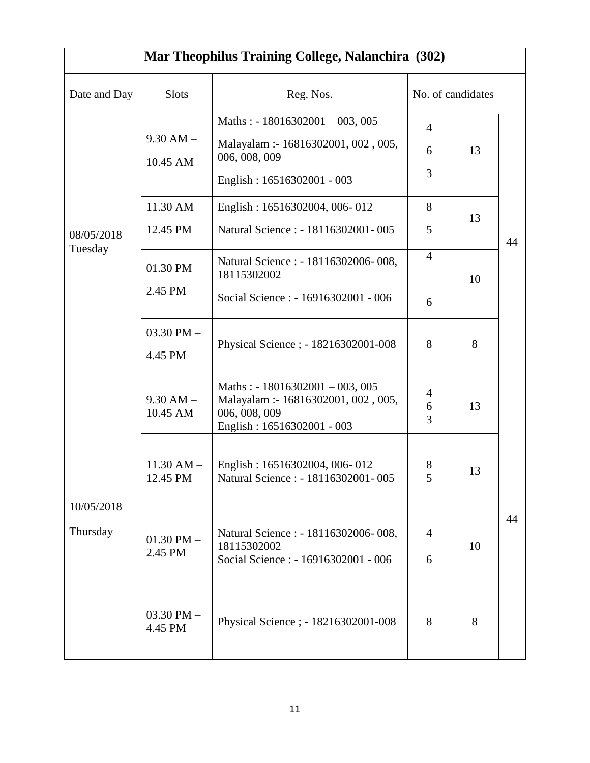| Mar Theophilus Training College, Nalanchira (302) | | | | | |
|---|---|---|---|---|---|
| Date and Day | Slots | Reg. Nos. | No. of candidates | | |
| 08/05/2018 Tuesday | 9.30 AM – 10.45 AM | Maths : - 18016302001 – 003, 005<br>Malayalam :- 16816302001, 002 , 005, 006, 008, 009<br>English : 16516302001 - 003 | 4<br>6<br>3 | 13 | 44 |
| | 11.30 AM – 12.45 PM | English : 16516302004, 006- 012<br>Natural Science : - 18116302001- 005 | 8<br>5 | 13 | |
| | 01.30 PM – 2.45 PM | Natural Science : - 18116302006- 008, 18115302002<br>Social Science : - 16916302001 - 006 | 4<br>6 | 10 | |
| | 03.30 PM – 4.45 PM | Physical Science ; - 18216302001-008 | 8 | 8 | |
| 10/05/2018 Thursday | 9.30 AM – 10.45 AM | Maths : - 18016302001 – 003, 005<br>Malayalam :- 16816302001, 002 , 005, 006, 008, 009<br>English : 16516302001 - 003 | 4<br>6<br>3 | 13 | 44 |
| | 11.30 AM – 12.45 PM | English : 16516302004, 006- 012<br>Natural Science : - 18116302001- 005 | 8<br>5 | 13 | |
| | 01.30 PM – 2.45 PM | Natural Science : - 18116302006- 008, 18115302002<br>Social Science : - 16916302001 - 006 | 4<br>6 | 10 | |
| | 03.30 PM – 4.45 PM | Physical Science ; - 18216302001-008 | 8 | 8 | |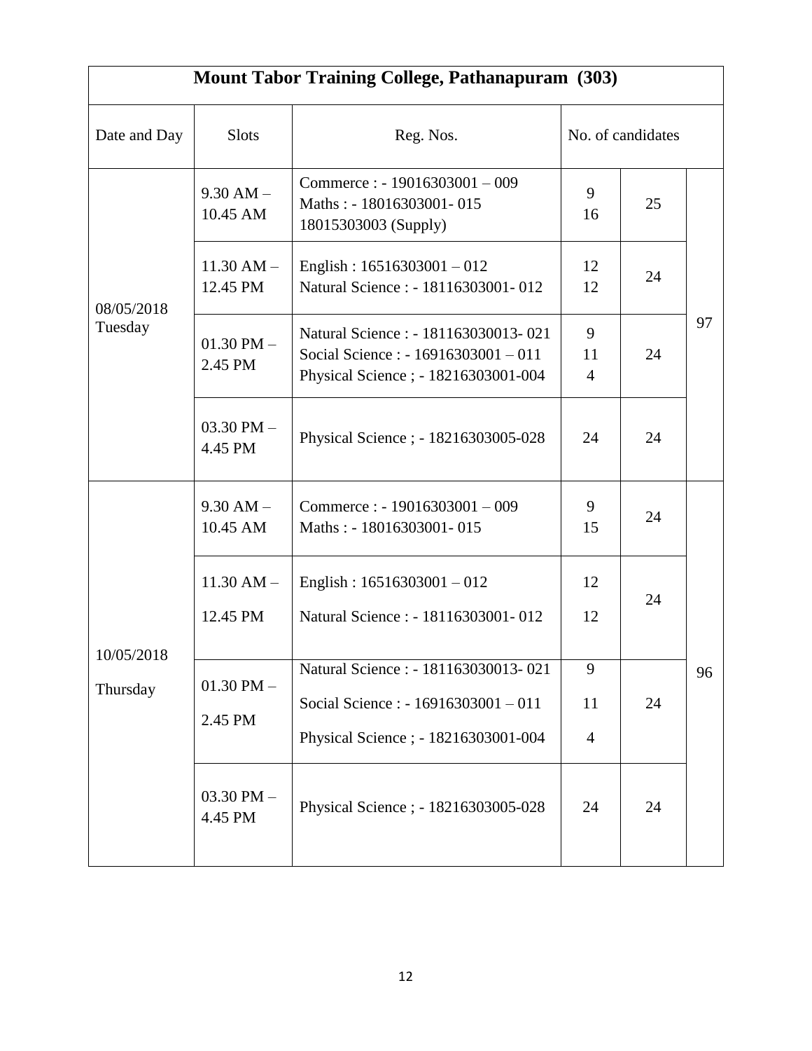| Mount Tabor Training College, Pathanapuram (303) | | | | | |
|---|---|---|---|---|---|
| Date and Day | Slots | Reg. Nos. | No. of candidates | | |
| 08/05/2018 Tuesday | 9.30 AM – 10.45 AM | Commerce : - 19016303001 – 009<br>Maths : - 18016303001- 015<br>18015303003 (Supply) | 9<br>16 | 25 | 97 |
| | 11.30 AM – 12.45 PM | English : 16516303001 – 012<br>Natural Science : - 18116303001- 012 | 12<br>12 | 24 | |
| | 01.30 PM – 2.45 PM | Natural Science : - 181163030013- 021<br>Social Science : - 16916303001 – 011<br>Physical Science ; - 18216303001-004 | 9<br>11<br>4 | 24 | |
| | 03.30 PM – 4.45 PM | Physical Science ; - 18216303005-028 | 24 | 24 | |
| 10/05/2018 Thursday | 9.30 AM – 10.45 AM | Commerce : - 19016303001 – 009<br>Maths : - 18016303001- 015 | 9<br>15 | 24 | 96 |
| | 11.30 AM – 12.45 PM | English : 16516303001 – 012<br>Natural Science : - 18116303001- 012 | 12<br>12 | 24 | |
| | 01.30 PM – 2.45 PM | Natural Science : - 181163030013- 021<br>Social Science : - 16916303001 – 011<br>Physical Science ; - 18216303001-004 | 9<br>11<br>4 | 24 | |
| | 03.30 PM – 4.45 PM | Physical Science ; - 18216303005-028 | 24 | 24 | |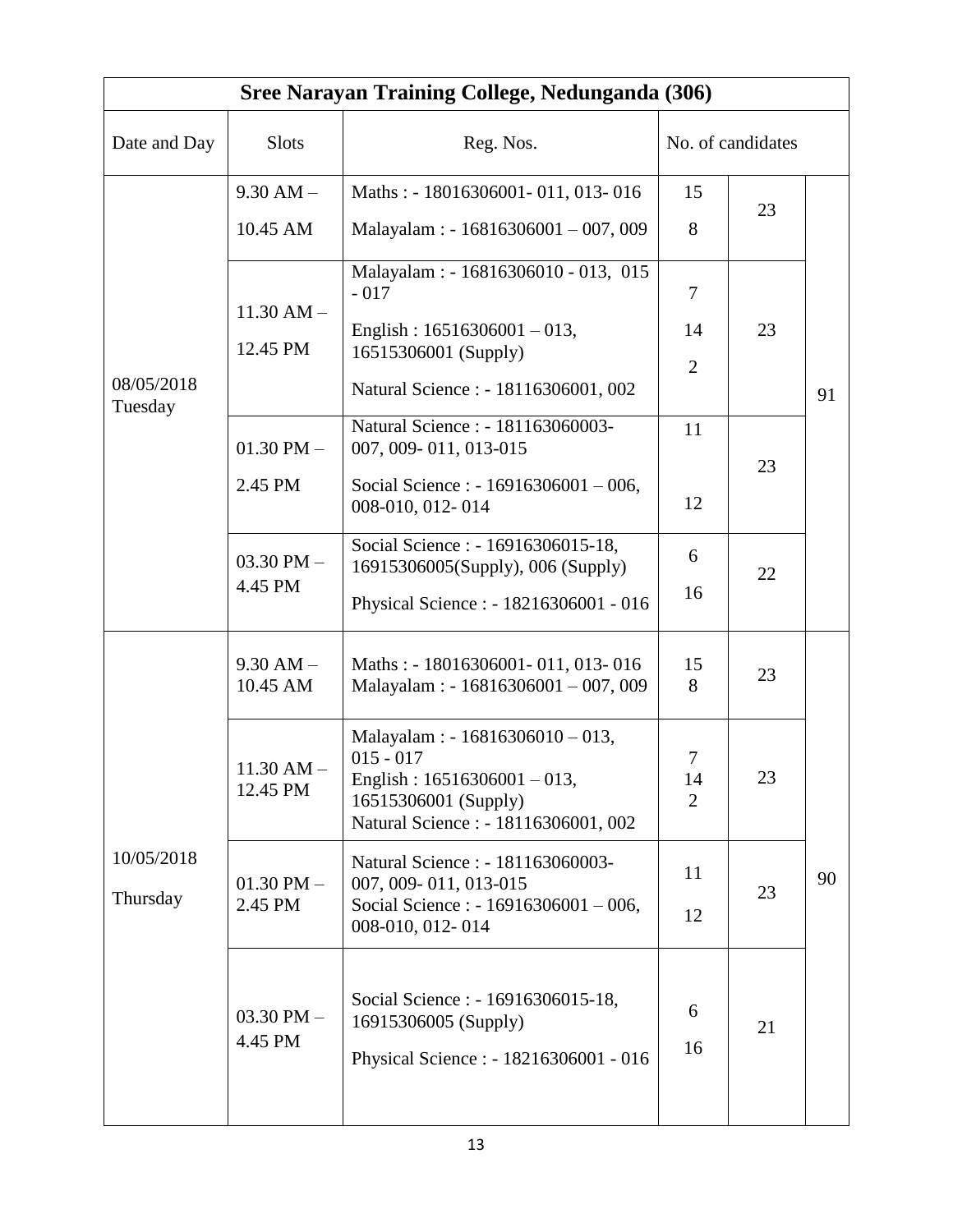| Sree Narayan Training College, Nedunganda (306) | | | | | |
|---|---|---|---|---|---|
| Date and Day | Slots | Reg. Nos. | No. of candidates | | |
| 08/05/2018 Tuesday | 9.30 AM – 10.45 AM | Maths : - 18016306001- 011, 013- 016<br>Malayalam : - 16816306001 – 007, 009 | 15<br>8 | 23 | 91 |
| | 11.30 AM – 12.45 PM | Malayalam : - 16816306010 - 013, 015 - 017<br>English : 16516306001 – 013, 16515306001 (Supply)<br>Natural Science : - 18116306001, 002 | 7<br>14<br>2 | 23 | |
| | 01.30 PM – 2.45 PM | Natural Science : - 181163060003-007, 009- 011, 013-015<br>Social Science : - 16916306001 – 006, 008-010, 012- 014 | 11<br>12 | 23 | |
| | 03.30 PM – 4.45 PM | Social Science : - 16916306015-18, 16915306005(Supply), 006 (Supply)<br>Physical Science : - 18216306001 - 016 | 6<br>16 | 22 | |
| 10/05/2018 Thursday | 9.30 AM – 10.45 AM | Maths : - 18016306001- 011, 013- 016<br>Malayalam : - 16816306001 – 007, 009 | 15<br>8 | 23 | 90 |
| | 11.30 AM – 12.45 PM | Malayalam : - 16816306010 – 013, 015 - 017<br>English : 16516306001 – 013, 16515306001 (Supply)<br>Natural Science : - 18116306001, 002 | 7<br>14<br>2 | 23 | |
| | 01.30 PM – 2.45 PM | Natural Science : - 181163060003-007, 009- 011, 013-015<br>Social Science : - 16916306001 – 006, 008-010, 012- 014 | 11<br>12 | 23 | |
| | 03.30 PM – 4.45 PM | Social Science : - 16916306015-18, 16915306005 (Supply)<br>Physical Science : - 18216306001 - 016 | 6<br>16 | 21 | |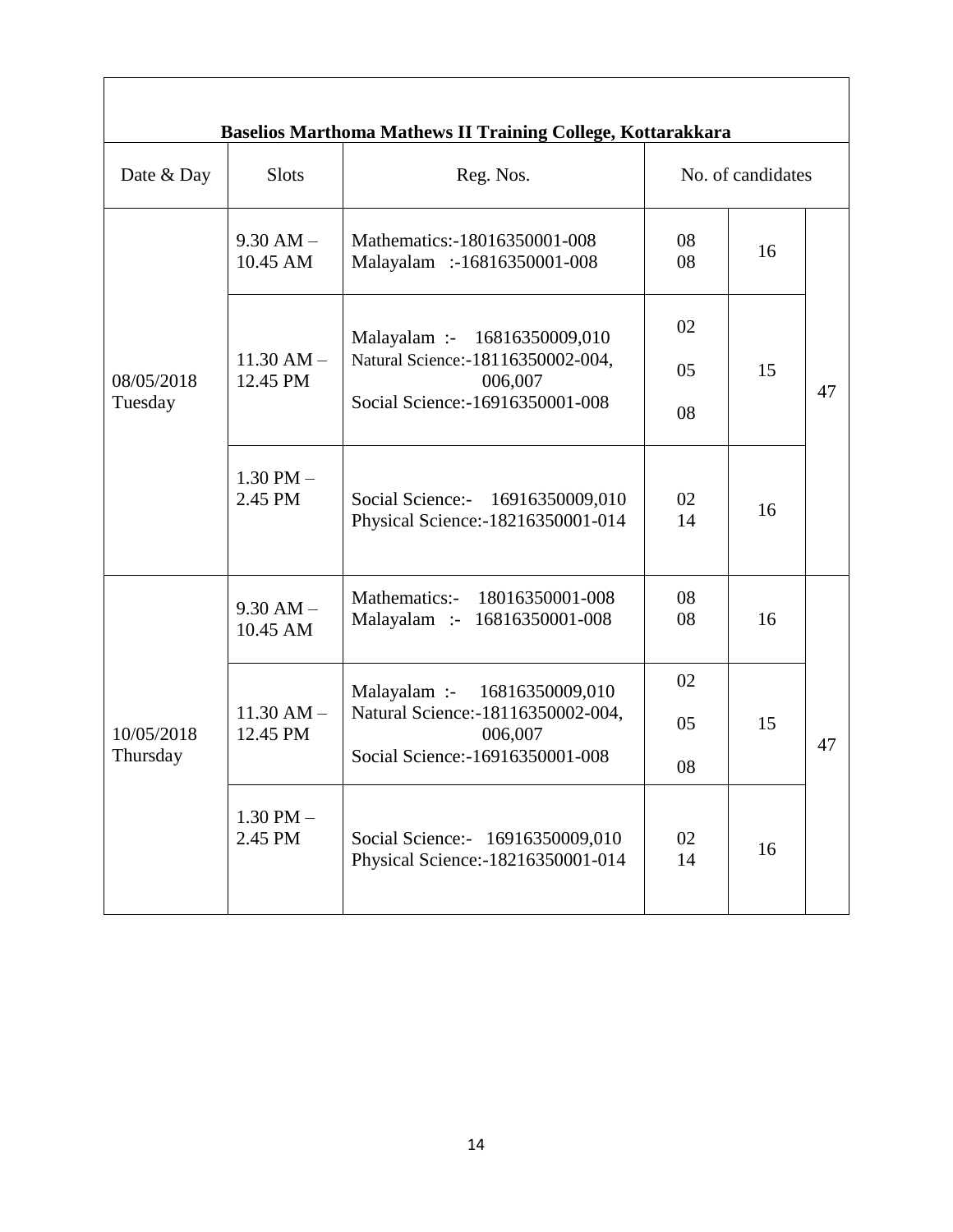| Baselios Marthoma Mathews II Training College, Kottarakkara | | | | | |
|---|---|---|---|---|---|
| Date & Day | Slots | Reg. Nos. | No. of candidates | | |
| 08/05/2018 Tuesday | 9.30 AM – 10.45 AM | Mathematics:-18016350001-008<br>Malayalam :-16816350001-008 | 08<br>08 | 16 | 47 |
| | 11.30 AM – 12.45 PM | Malayalam :- 16816350009,010<br>Natural Science:-18116350002-004, 006,007<br>Social Science:-16916350001-008 | 02<br>05<br>08 | 15 | |
| | 1.30 PM – 2.45 PM | Social Science:- 16916350009,010<br>Physical Science:-18216350001-014 | 02<br>14 | 16 | |
| 10/05/2018 Thursday | 9.30 AM – 10.45 AM | Mathematics:- 18016350001-008<br>Malayalam :- 16816350001-008 | 08<br>08 | 16 | 47 |
| | 11.30 AM – 12.45 PM | Malayalam :- 16816350009,010<br>Natural Science:-18116350002-004, 006,007<br>Social Science:-16916350001-008 | 02<br>05<br>08 | 15 | |
| | 1.30 PM – 2.45 PM | Social Science:- 16916350009,010<br>Physical Science:-18216350001-014 | 02<br>14 | 16 | |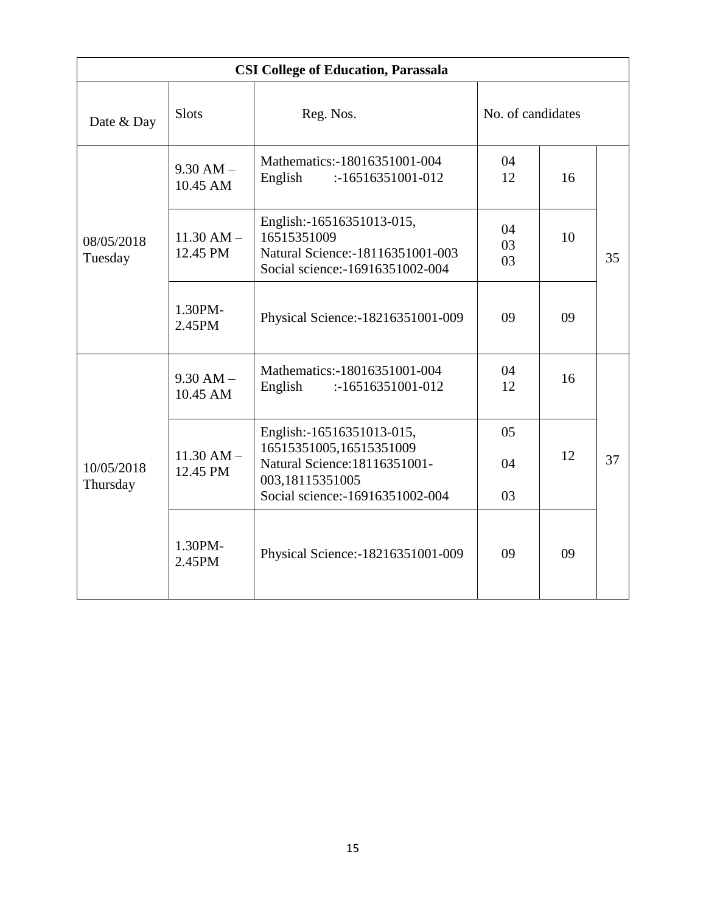| CSI College of Education, Parassala | | | | | |
|---|---|---|---|---|---|
| Date & Day | Slots | Reg. Nos. | No. of candidates | | |
| 08/05/2018 Tuesday | 9.30 AM – 10.45 AM | Mathematics:-18016351001-004<br>English :-16516351001-012 | 04<br>12 | 16 | 35 |
| | 11.30 AM – 12.45 PM | English:-16516351013-015, 16515351009<br>Natural Science:-18116351001-003<br>Social science:-16916351002-004 | 04<br>03<br>03 | 10 | |
| | 1.30PM-2.45PM | Physical Science:-18216351001-009 | 09 | 09 | |
| 10/05/2018 Thursday | 9.30 AM – 10.45 AM | Mathematics:-18016351001-004<br>English :-16516351001-012 | 04<br>12 | 16 | 37 |
| | 11.30 AM – 12.45 PM | English:-16516351013-015, 16515351005,16515351009<br>Natural Science:18116351001-003,18115351005<br>Social science:-16916351002-004 | 05<br>04<br>03 | 12 | |
| | 1.30PM-2.45PM | Physical Science:-18216351001-009 | 09 | 09 | |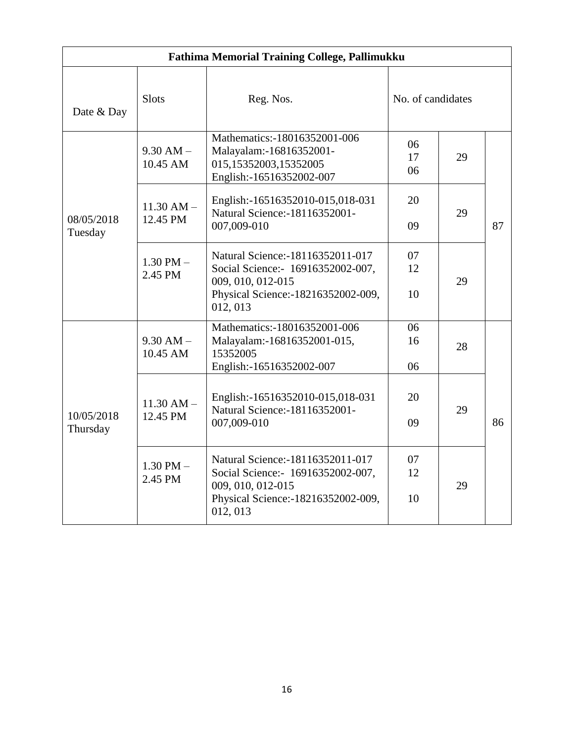| Fathima Memorial Training College, Pallimukku | | | | | |
|---|---|---|---|---|---|
| Date & Day | Slots | Reg. Nos. | No. of candidates | | |
| 08/05/2018 Tuesday | 9.30 AM – 10.45 AM | Mathematics:-18016352001-006<br>Malayalam:-16816352001-015,15352003,15352005<br>English:-16516352002-007 | 06<br>17<br>06 | 29 | 87 |
| | 11.30 AM – 12.45 PM | English:-16516352010-015,018-031<br>Natural Science:-18116352001-007,009-010 | 20<br>09 | 29 | |
| | 1.30 PM – 2.45 PM | Natural Science:-18116352011-017<br>Social Science:- 16916352002-007, 009, 010, 012-015<br>Physical Science:-18216352002-009, 012, 013 | 07<br>12<br>10 | 29 | |
| 10/05/2018 Thursday | 9.30 AM – 10.45 AM | Mathematics:-18016352001-006<br>Malayalam:-16816352001-015, 15352005<br>English:-16516352002-007 | 06<br>16<br>06 | 28 | 86 |
| | 11.30 AM – 12.45 PM | English:-16516352010-015,018-031<br>Natural Science:-18116352001-007,009-010 | 20<br>09 | 29 | |
| | 1.30 PM – 2.45 PM | Natural Science:-18116352011-017<br>Social Science:- 16916352002-007, 009, 010, 012-015<br>Physical Science:-18216352002-009, 012, 013 | 07<br>12<br>10 | 29 | |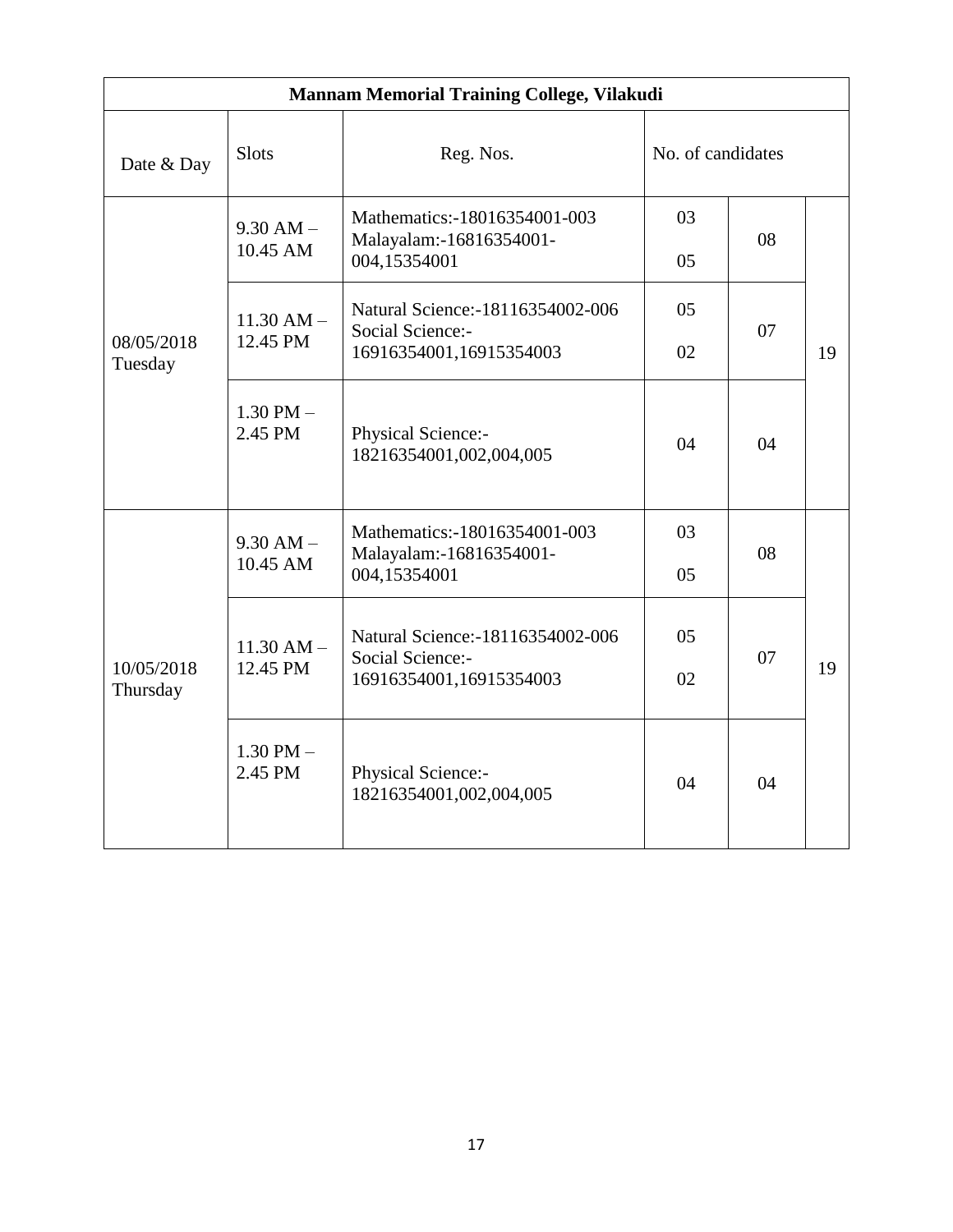| Mannam Memorial Training College, Vilakudi | | | | | |
|---|---|---|---|---|---|
| Date & Day | Slots | Reg. Nos. | No. of candidates | | |
| 08/05/2018 Tuesday | 9.30 AM – 10.45 AM | Mathematics:-18016354001-003<br>Malayalam:-16816354001-004,15354001 | 03<br>05 | 08 | 19 |
| | 11.30 AM – 12.45 PM | Natural Science:-18116354002-006<br>Social Science:-16916354001,16915354003 | 05<br>02 | 07 | |
| | 1.30 PM – 2.45 PM | Physical Science:-18216354001,002,004,005 | 04 | 04 | |
| 10/05/2018 Thursday | 9.30 AM – 10.45 AM | Mathematics:-18016354001-003<br>Malayalam:-16816354001-004,15354001 | 03<br>05 | 08 | 19 |
| | 11.30 AM – 12.45 PM | Natural Science:-18116354002-006<br>Social Science:-16916354001,16915354003 | 05<br>02 | 07 | |
| | 1.30 PM – 2.45 PM | Physical Science:-18216354001,002,004,005 | 04 | 04 | |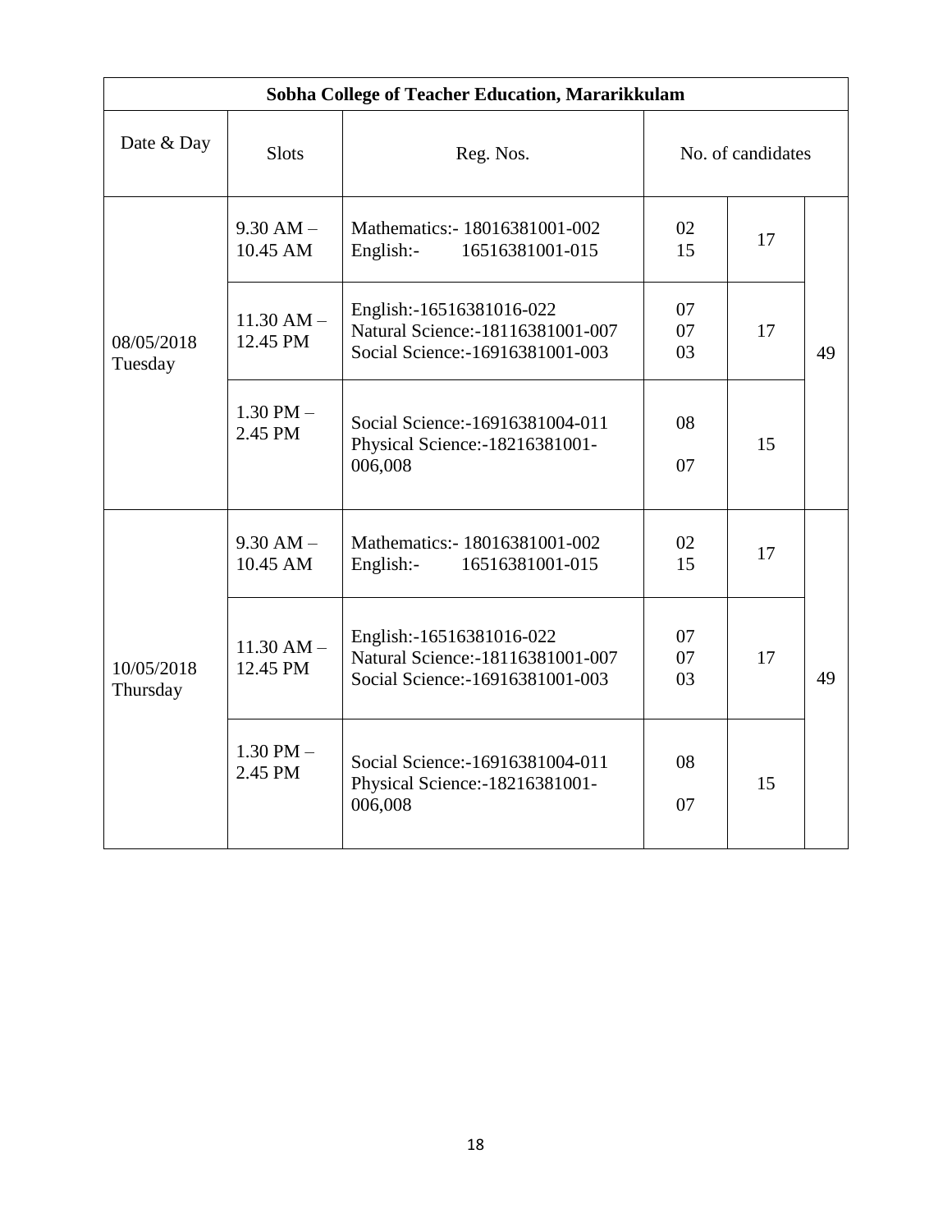| Sobha College of Teacher Education, Mararikkulam | | | | | |
|---|---|---|---|---|---|
| Date & Day | Slots | Reg. Nos. | No. of candidates | | |
| 08/05/2018 Tuesday | 9.30 AM – 10.45 AM | Mathematics:- 18016381001-002<br>English:- 16516381001-015 | 02<br>15 | 17 | 49 |
| | 11.30 AM – 12.45 PM | English:-16516381016-022<br>Natural Science:-18116381001-007<br>Social Science:-16916381001-003 | 07<br>07<br>03 | 17 | |
| | 1.30 PM – 2.45 PM | Social Science:-16916381004-011<br>Physical Science:-18216381001-006,008 | 08<br>07 | 15 | |
| 10/05/2018 Thursday | 9.30 AM – 10.45 AM | Mathematics:- 18016381001-002<br>English:- 16516381001-015 | 02<br>15 | 17 | 49 |
| | 11.30 AM – 12.45 PM | English:-16516381016-022<br>Natural Science:-18116381001-007<br>Social Science:-16916381001-003 | 07<br>07<br>03 | 17 | |
| | 1.30 PM – 2.45 PM | Social Science:-16916381004-011<br>Physical Science:-18216381001-006,008 | 08<br>07 | 15 | |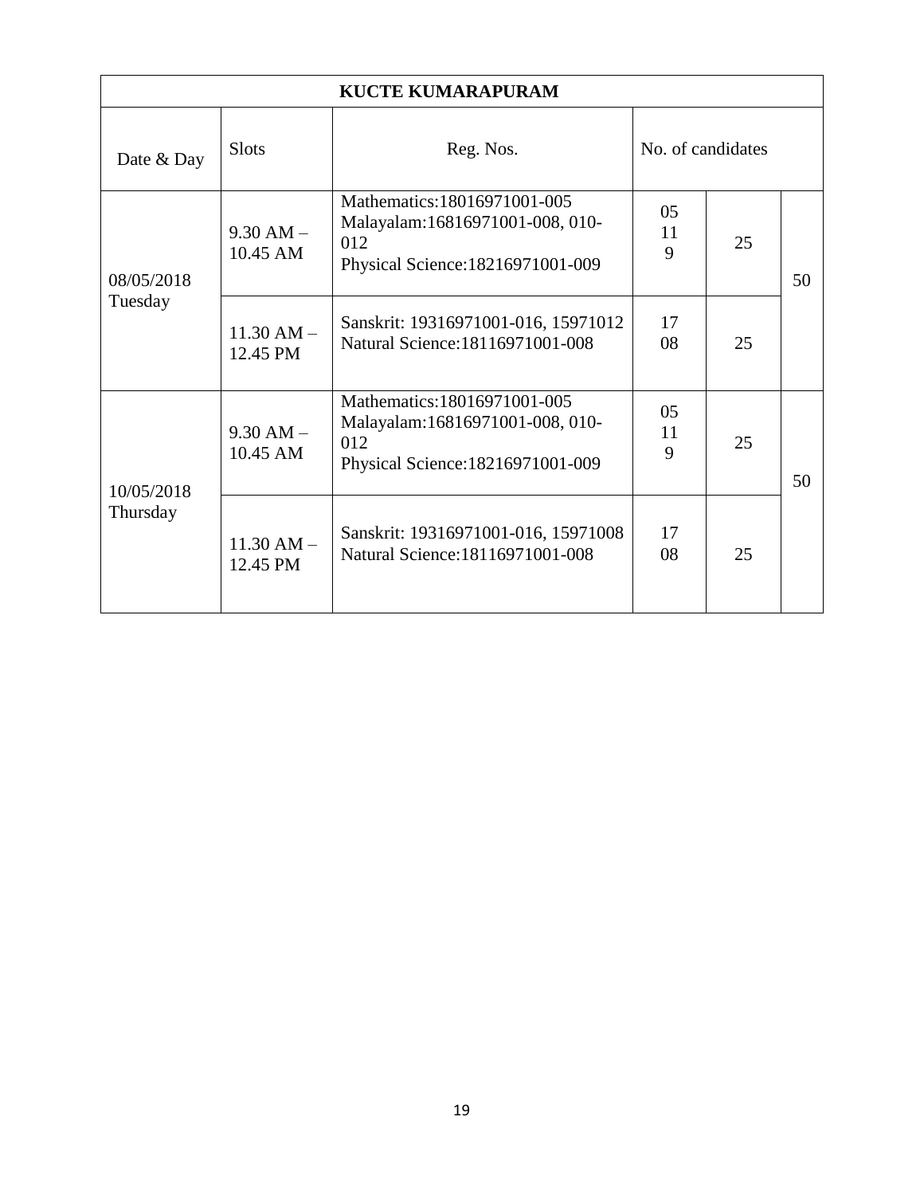| KUCTE KUMARAPURAM | | | | | |
|---|---|---|---|---|---|
| Date & Day | Slots | Reg. Nos. | No. of candidates | | |
| 08/05/2018 Tuesday | 9.30 AM – 10.45 AM | Mathematics:18016971001-005<br>Malayalam:16816971001-008, 010-012<br>Physical Science:18216971001-009 | 05<br>11<br>9 | 25 | 50 |
| | 11.30 AM – 12.45 PM | Sanskrit: 19316971001-016, 15971012<br>Natural Science:18116971001-008 | 17<br>08 | 25 | |
| 10/05/2018 Thursday | 9.30 AM – 10.45 AM | Mathematics:18016971001-005<br>Malayalam:16816971001-008, 010-012<br>Physical Science:18216971001-009 | 05<br>11<br>9 | 25 | 50 |
| | 11.30 AM – 12.45 PM | Sanskrit: 19316971001-016, 15971008<br>Natural Science:18116971001-008 | 17<br>08 | 25 | |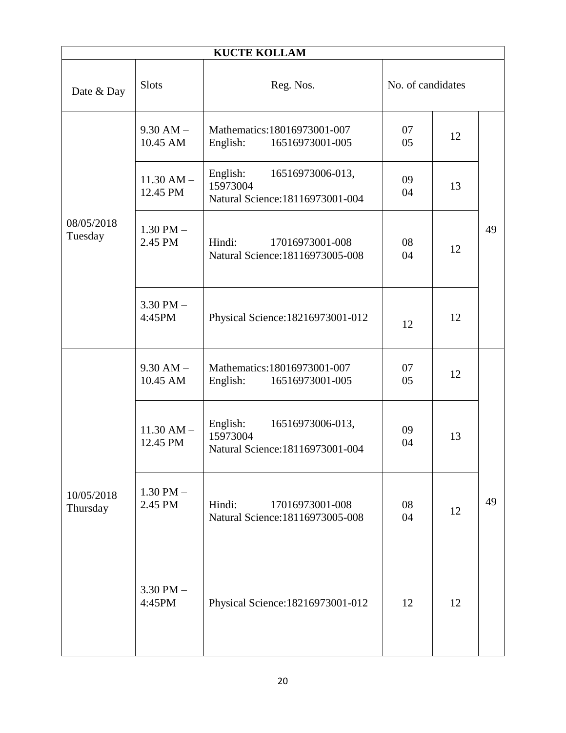| KUCTE KOLLAM | | | | | |
|---|---|---|---|---|---|
| Date & Day | Slots | Reg. Nos. | No. of candidates | | |
| 08/05/2018 Tuesday | 9.30 AM – 10.45 AM | Mathematics:18016973001-007<br>English: 16516973001-005 | 07<br>05 | 12 | 49 |
| | 11.30 AM – 12.45 PM | English: 16516973006-013, 15973004<br>Natural Science:18116973001-004 | 09<br>04 | 13 | |
| | 1.30 PM – 2.45 PM | Hindi: 17016973001-008<br>Natural Science:18116973005-008 | 08<br>04 | 12 | |
| | 3.30 PM – 4:45PM | Physical Science:18216973001-012 | 12 | 12 | |
| 10/05/2018 Thursday | 9.30 AM – 10.45 AM | Mathematics:18016973001-007<br>English: 16516973001-005 | 07<br>05 | 12 | 49 |
| | 11.30 AM – 12.45 PM | English: 16516973006-013, 15973004<br>Natural Science:18116973001-004 | 09<br>04 | 13 | |
| | 1.30 PM – 2.45 PM | Hindi: 17016973001-008<br>Natural Science:18116973005-008 | 08<br>04 | 12 | |
| | 3.30 PM – 4:45PM | Physical Science:18216973001-012 | 12 | 12 | |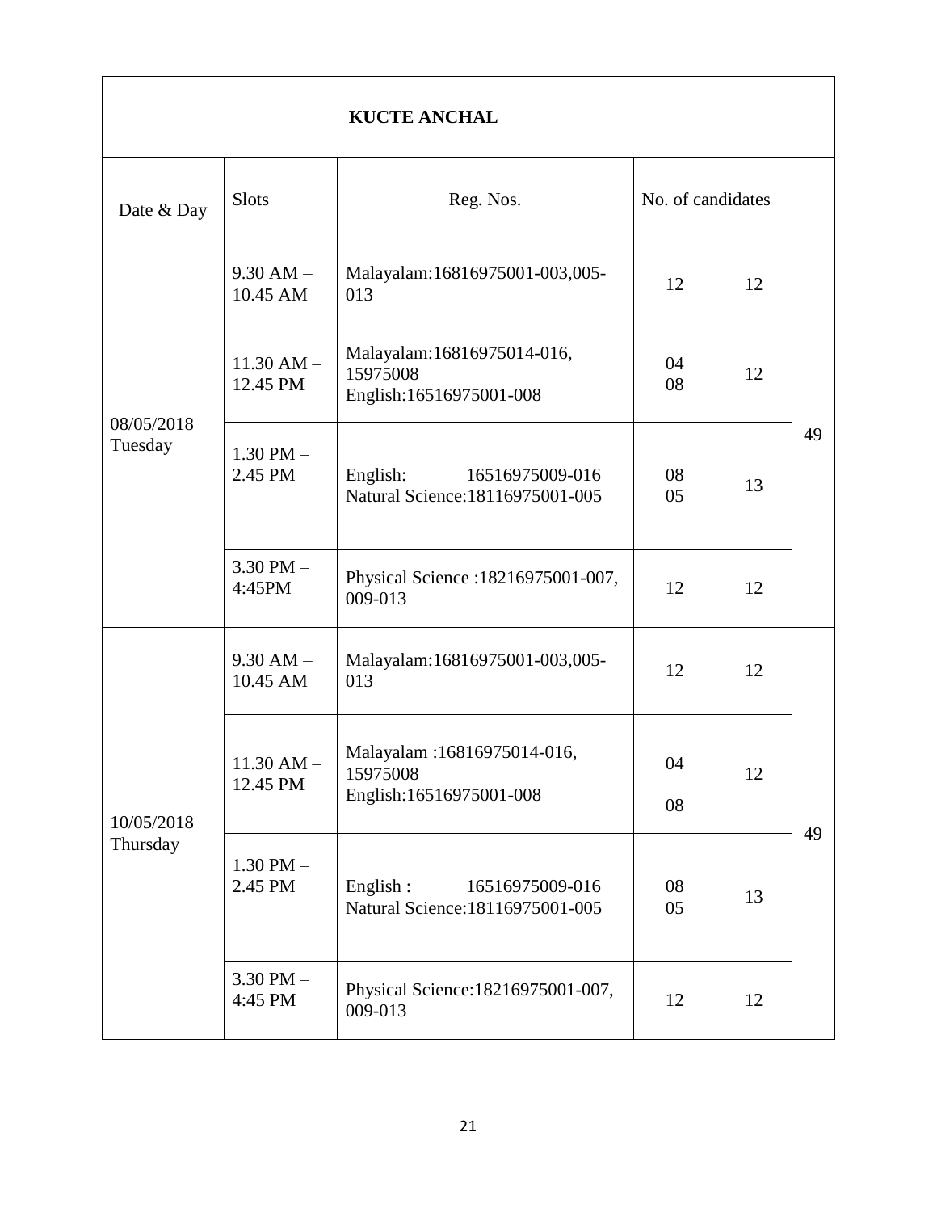| KUCTE ANCHAL | | | | | |
|---|---|---|---|---|---|
| Date & Day | Slots | Reg. Nos. | No. of candidates | | |
| 08/05/2018 Tuesday | 9.30 AM – 10.45 AM | Malayalam:16816975001-003,005-013 | 12 | 12 | 49 |
| | 11.30 AM – 12.45 PM | Malayalam:16816975014-016, 15975008<br>English:16516975001-008 | 04<br>08 | 12 | |
| | 1.30 PM – 2.45 PM | English: 16516975009-016<br>Natural Science:18116975001-005 | 08<br>05 | 13 | |
| | 3.30 PM – 4:45PM | Physical Science :18216975001-007, 009-013 | 12 | 12 | |
| 10/05/2018 Thursday | 9.30 AM – 10.45 AM | Malayalam:16816975001-003,005-013 | 12 | 12 | 49 |
| | 11.30 AM – 12.45 PM | Malayalam :16816975014-016, 15975008<br>English:16516975001-008 | 04<br>08 | 12 | |
| | 1.30 PM – 2.45 PM | English : 16516975009-016<br>Natural Science:18116975001-005 | 08<br>05 | 13 | |
| | 3.30 PM – 4:45 PM | Physical Science:18216975001-007, 009-013 | 12 | 12 | |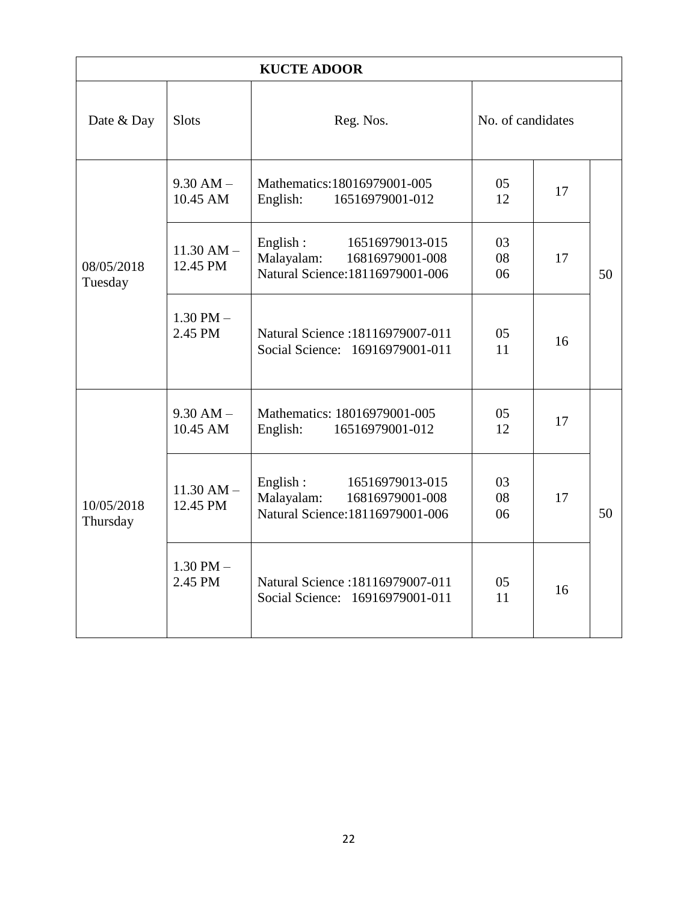| KUCTE ADOOR | | | | | |
| --- | --- | --- | --- | --- | --- |
| Date & Day | Slots | Reg. Nos. | No. of candidates | | |
| 08/05/2018 Tuesday | 9.30 AM – 10.45 AM | Mathematics:18016979001-005<br>English: 16516979001-012 | 05<br>12 | 17 | 50 |
| | 11.30 AM – 12.45 PM | English : 16516979013-015<br>Malayalam: 16816979001-008<br>Natural Science:18116979001-006 | 03<br>08<br>06 | 17 | |
| | 1.30 PM – 2.45 PM | Natural Science :18116979007-011<br>Social Science: 16916979001-011 | 05<br>11 | 16 | |
| 10/05/2018 Thursday | 9.30 AM – 10.45 AM | Mathematics: 18016979001-005<br>English: 16516979001-012 | 05<br>12 | 17 | 50 |
| | 11.30 AM – 12.45 PM | English : 16516979013-015<br>Malayalam: 16816979001-008<br>Natural Science:18116979001-006 | 03<br>08<br>06 | 17 | |
| | 1.30 PM – 2.45 PM | Natural Science :18116979007-011<br>Social Science: 16916979001-011 | 05<br>11 | 16 | |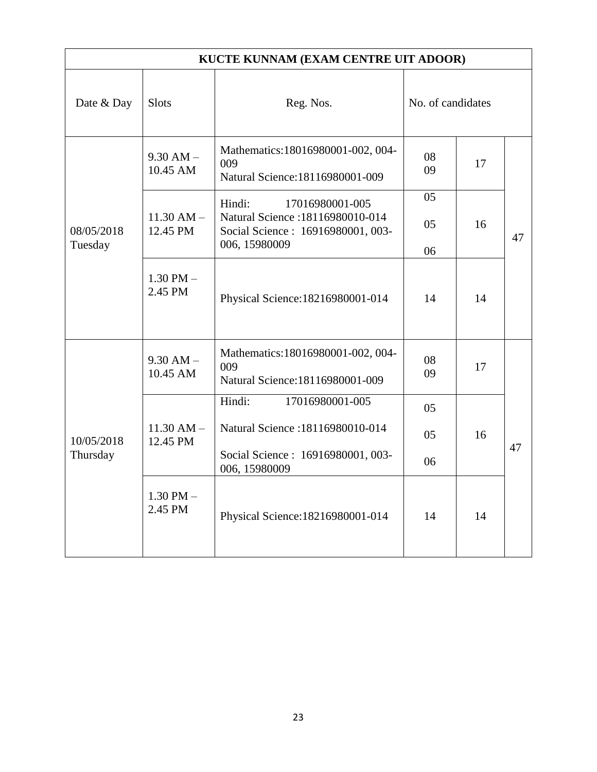| KUCTE KUNNAM (EXAM CENTRE UIT ADOOR) | | | | | |
|---|---|---|---|---|---|
| Date & Day | Slots | Reg. Nos. | No. of candidates | | |
| 08/05/2018 Tuesday | 9.30 AM – 10.45 AM | Mathematics:18016980001-002, 004-009<br>Natural Science:18116980001-009 | 08<br>09 | 17 | 47 |
| | 11.30 AM – 12.45 PM | Hindi: 17016980001-005<br>Natural Science :18116980010-014<br>Social Science : 16916980001, 003-006, 15980009 | 05<br>05<br>06 | 16 | |
| | 1.30 PM – 2.45 PM | Physical Science:18216980001-014 | 14 | 14 | |
| 10/05/2018 Thursday | 9.30 AM – 10.45 AM | Mathematics:18016980001-002, 004-009<br>Natural Science:18116980001-009 | 08<br>09 | 17 | 47 |
| | 11.30 AM – 12.45 PM | Hindi: 17016980001-005<br>Natural Science :18116980010-014<br>Social Science : 16916980001, 003-006, 15980009 | 05<br>05<br>06 | 16 | |
| | 1.30 PM – 2.45 PM | Physical Science:18216980001-014 | 14 | 14 | |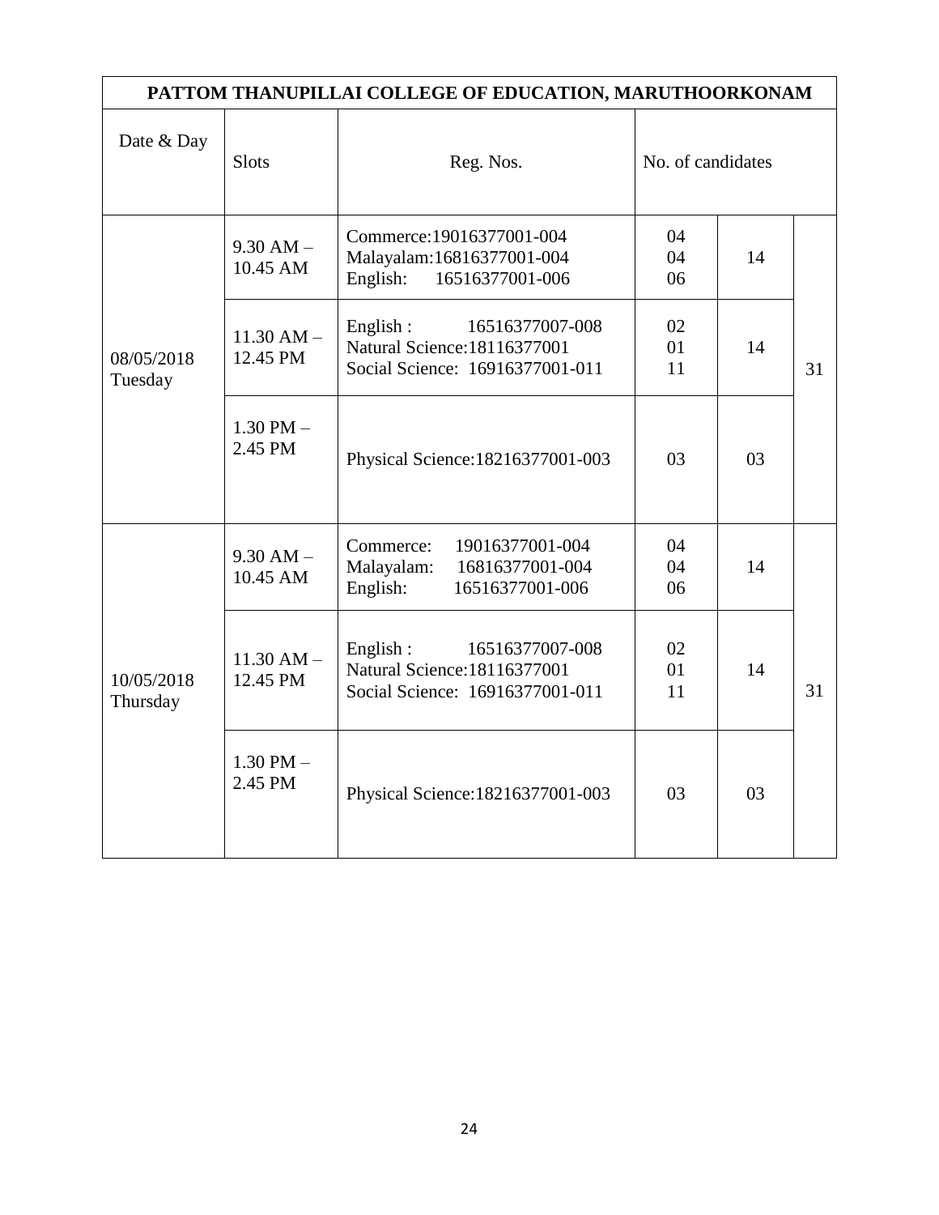| PATTOM THANUPILLAI COLLEGE OF EDUCATION, MARUTHOORKONAM | | | | | |
|---|---|---|---|---|---|
| Date & Day | Slots | Reg. Nos. | No. of candidates | | |
| 08/05/2018 Tuesday | 9.30 AM – 10.45 AM | Commerce:19016377001-004<br>Malayalam:16816377001-004<br>English: 16516377001-006 | 04<br>04<br>06 | 14 | 31 |
| | 11.30 AM – 12.45 PM | English : 16516377007-008<br>Natural Science:18116377001<br>Social Science: 16916377001-011 | 02<br>01<br>11 | 14 | |
| | 1.30 PM – 2.45 PM | Physical Science:18216377001-003 | 03 | 03 | |
| 10/05/2018 Thursday | 9.30 AM – 10.45 AM | Commerce: 19016377001-004<br>Malayalam: 16816377001-004<br>English: 16516377001-006 | 04<br>04<br>06 | 14 | 31 |
| | 11.30 AM – 12.45 PM | English : 16516377007-008<br>Natural Science:18116377001<br>Social Science: 16916377001-011 | 02<br>01<br>11 | 14 | |
| | 1.30 PM – 2.45 PM | Physical Science:18216377001-003 | 03 | 03 | |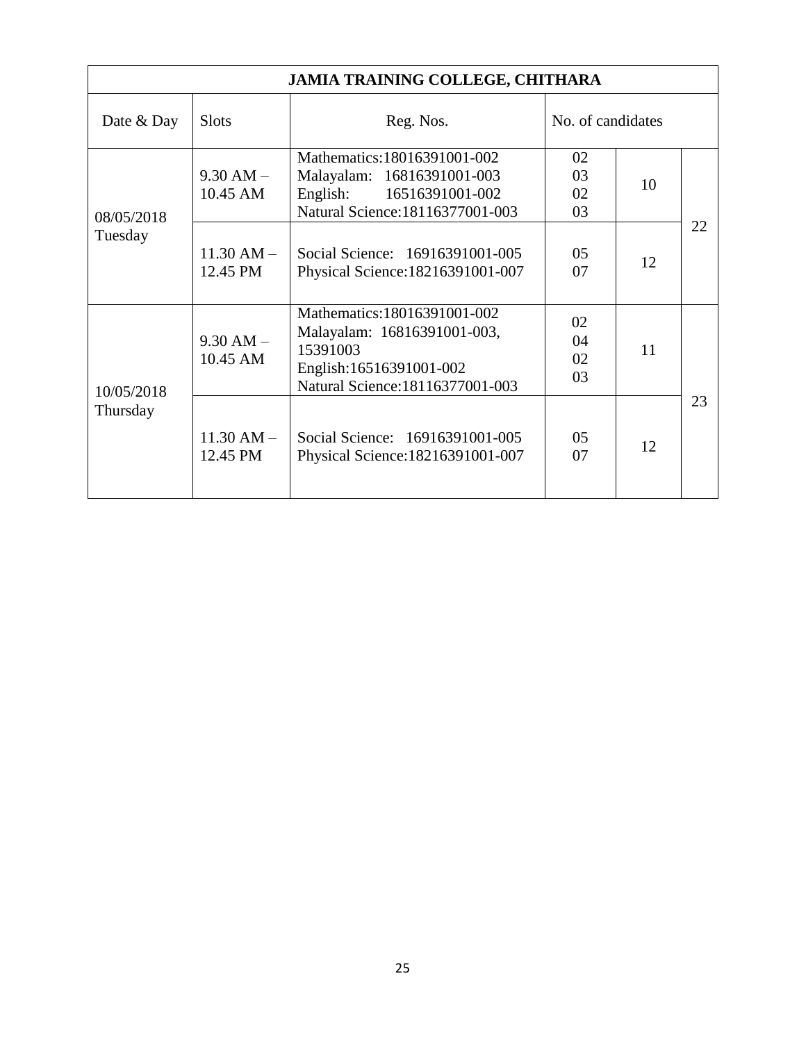| JAMIA TRAINING COLLEGE, CHITHARA | | | | | |
|---|---|---|---|---|---|
| Date & Day | Slots | Reg. Nos. | No. of candidates | | |
| 08/05/2018 Tuesday | 9.30 AM – 10.45 AM | Mathematics:18016391001-002<br>Malayalam: 16816391001-003<br>English: 16516391001-002<br>Natural Science:18116377001-003 | 02<br>03<br>02<br>03 | 10 | 22 |
| | 11.30 AM – 12.45 PM | Social Science: 16916391001-005<br>Physical Science:18216391001-007 | 05<br>07 | 12 | |
| 10/05/2018 Thursday | 9.30 AM – 10.45 AM | Mathematics:18016391001-002<br>Malayalam: 16816391001-003, 15391003<br>English:16516391001-002<br>Natural Science:18116377001-003 | 02<br>04<br>02<br>03 | 11 | 23 |
| | 11.30 AM – 12.45 PM | Social Science: 16916391001-005<br>Physical Science:18216391001-007 | 05<br>07 | 12 | |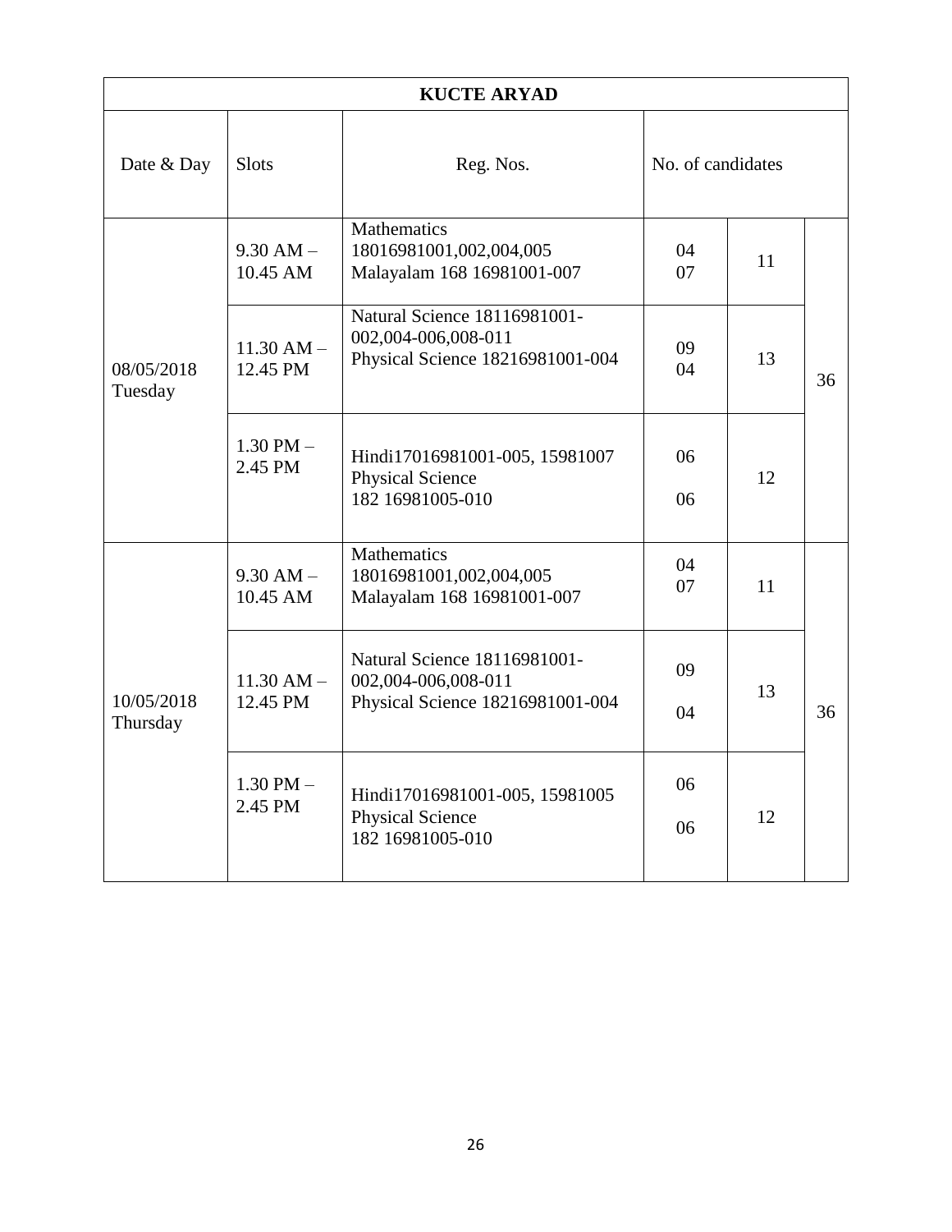| KUCTE ARYAD | | | | | |
|---|---|---|---|---|---|
| Date & Day | Slots | Reg. Nos. | No. of candidates | | |
| 08/05/2018 Tuesday | 9.30 AM – 10.45 AM | Mathematics 18016981001,002,004,005<br>Malayalam 168 16981001-007 | 04<br>07 | 11 | 36 |
| | 11.30 AM – 12.45 PM | Natural Science 18116981001-002,004-006,008-011<br>Physical Science 18216981001-004 | 09<br>04 | 13 | |
| | 1.30 PM – 2.45 PM | Hindi17016981001-005, 15981007<br>Physical Science 182 16981005-010 | 06<br>06 | 12 | |
| 10/05/2018 Thursday | 9.30 AM – 10.45 AM | Mathematics 18016981001,002,004,005<br>Malayalam 168 16981001-007 | 04<br>07 | 11 | 36 |
| | 11.30 AM – 12.45 PM | Natural Science 18116981001-002,004-006,008-011<br>Physical Science 18216981001-004 | 09<br>04 | 13 | |
| | 1.30 PM – 2.45 PM | Hindi17016981001-005, 15981005<br>Physical Science 182 16981005-010 | 06<br>06 | 12 | |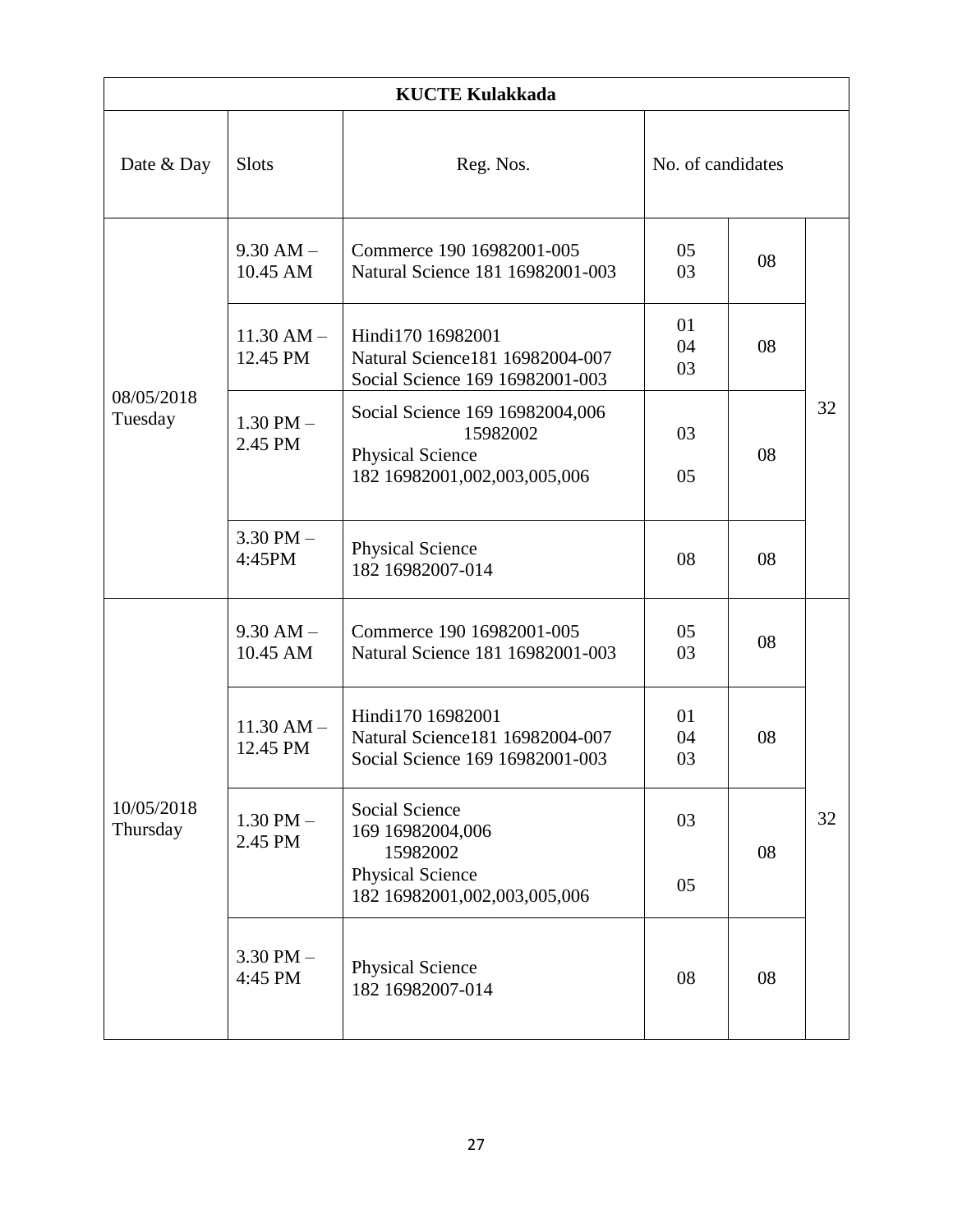| KUCTE Kulakkada | | | | | |
|---|---|---|---|---|---|
| Date & Day | Slots | Reg. Nos. | No. of candidates | | |
| 08/05/2018 Tuesday | 9.30 AM – 10.45 AM | Commerce 190 16982001-005<br>Natural Science 181 16982001-003 | 05<br>03 | 08 | 32 |
| | 11.30 AM – 12.45 PM | Hindi170 16982001<br>Natural Science181 16982004-007<br>Social Science 169 16982001-003 | 01<br>04<br>03 | 08 | |
| | 1.30 PM – 2.45 PM | Social Science 169 16982004,006<br>15982002<br>Physical Science<br>182 16982001,002,003,005,006 | 03<br>05 | 08 | |
| | 3.30 PM – 4:45PM | Physical Science<br>182 16982007-014 | 08 | 08 | |
| 10/05/2018 Thursday | 9.30 AM – 10.45 AM | Commerce 190 16982001-005<br>Natural Science 181 16982001-003 | 05<br>03 | 08 | 32 |
| | 11.30 AM – 12.45 PM | Hindi170 16982001<br>Natural Science181 16982004-007<br>Social Science 169 16982001-003 | 01<br>04<br>03 | 08 | |
| | 1.30 PM – 2.45 PM | Social Science<br>169 16982004,006<br>15982002<br>Physical Science<br>182 16982001,002,003,005,006 | 03<br>05 | 08 | |
| | 3.30 PM – 4:45 PM | Physical Science<br>182 16982007-014 | 08 | 08 | |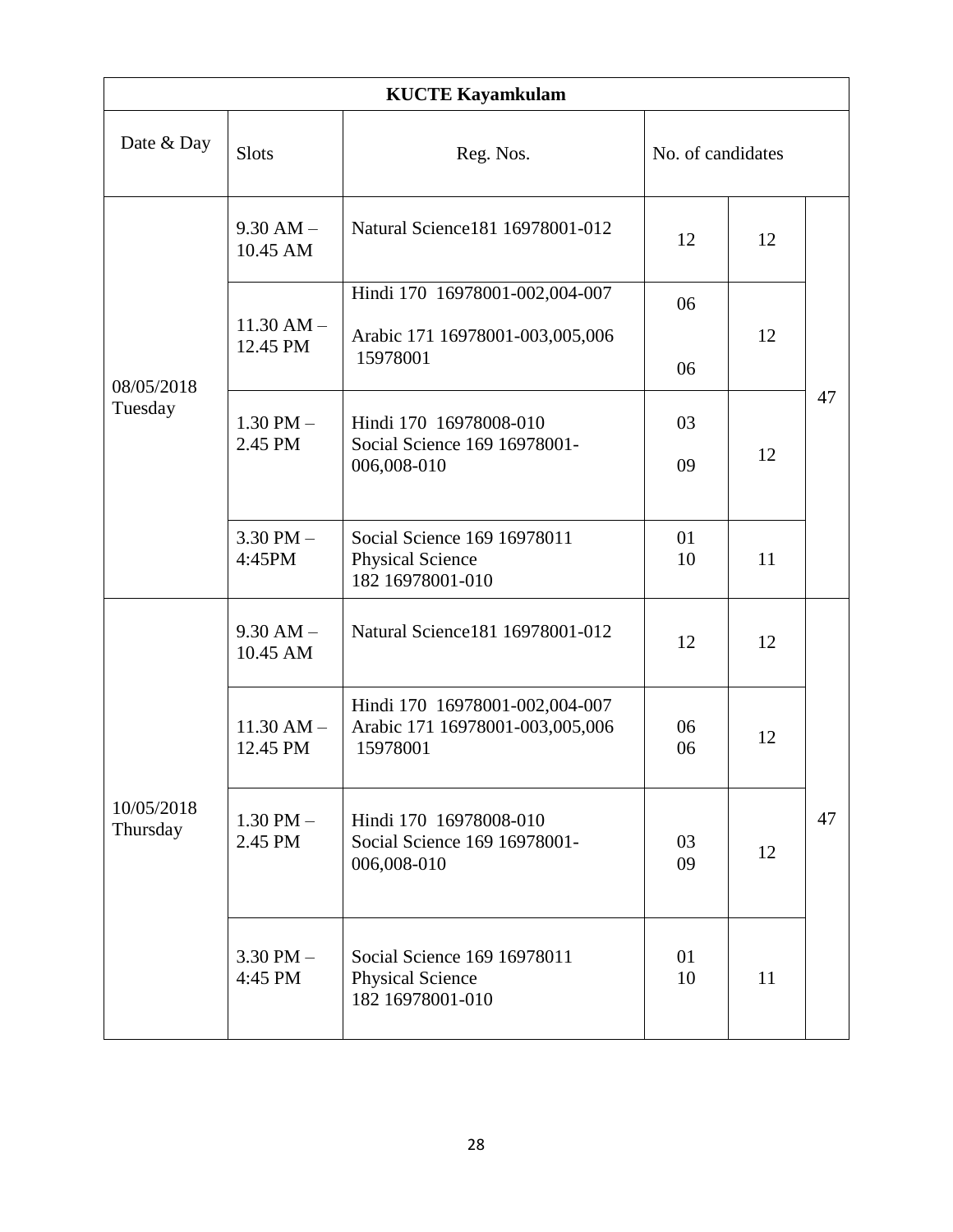| KUCTE Kayamkulam | | | | | |
|---|---|---|---|---|---|
| Date & Day | Slots | Reg. Nos. | No. of candidates | | |
| 08/05/2018 Tuesday | 9.30 AM – 10.45 AM | Natural Science181 16978001-012 | 12 | 12 | 47 |
| | 11.30 AM – 12.45 PM | Hindi 170 16978001-002,004-007<br>Arabic 171 16978001-003,005,006 15978001 | 06<br>06 | 12 | |
| | 1.30 PM – 2.45 PM | Hindi 170 16978008-010<br>Social Science 169 16978001-006,008-010 | 03<br>09 | 12 | |
| | 3.30 PM – 4:45PM | Social Science 169 16978011<br>Physical Science 182 16978001-010 | 01<br>10 | 11 | |
| 10/05/2018 Thursday | 9.30 AM – 10.45 AM | Natural Science181 16978001-012 | 12 | 12 | 47 |
| | 11.30 AM – 12.45 PM | Hindi 170 16978001-002,004-007<br>Arabic 171 16978001-003,005,006 15978001 | 06<br>06 | 12 | |
| | 1.30 PM – 2.45 PM | Hindi 170 16978008-010<br>Social Science 169 16978001-006,008-010 | 03<br>09 | 12 | |
| | 3.30 PM – 4:45 PM | Social Science 169 16978011<br>Physical Science 182 16978001-010 | 01<br>10 | 11 | |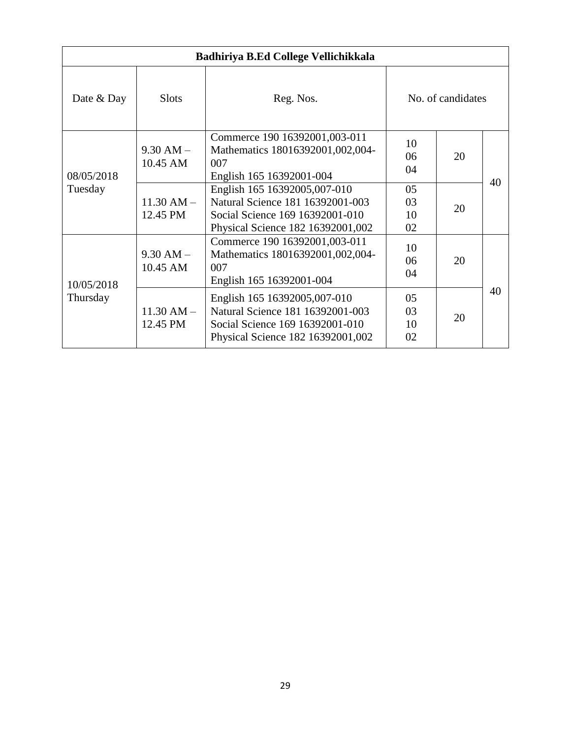| Badhiriya B.Ed College Vellichikkala | | | | | |
|---|---|---|---|---|---|
| Date & Day | Slots | Reg. Nos. | No. of candidates | | |
| 08/05/2018 Tuesday | 9.30 AM – 10.45 AM | Commerce 190 16392001,003-011<br>Mathematics 18016392001,002,004-007<br>English 165 16392001-004 | 10<br>06<br>04 | 20 | 40 |
| | 11.30 AM – 12.45 PM | English 165 16392005,007-010<br>Natural Science 181 16392001-003<br>Social Science 169 16392001-010<br>Physical Science 182 16392001,002 | 05<br>03<br>10<br>02 | 20 | |
| 10/05/2018 Thursday | 9.30 AM – 10.45 AM | Commerce 190 16392001,003-011<br>Mathematics 18016392001,002,004-007<br>English 165 16392001-004 | 10<br>06<br>04 | 20 | 40 |
| | 11.30 AM – 12.45 PM | English 165 16392005,007-010<br>Natural Science 181 16392001-003<br>Social Science 169 16392001-010<br>Physical Science 182 16392001,002 | 05<br>03<br>10<br>02 | 20 | |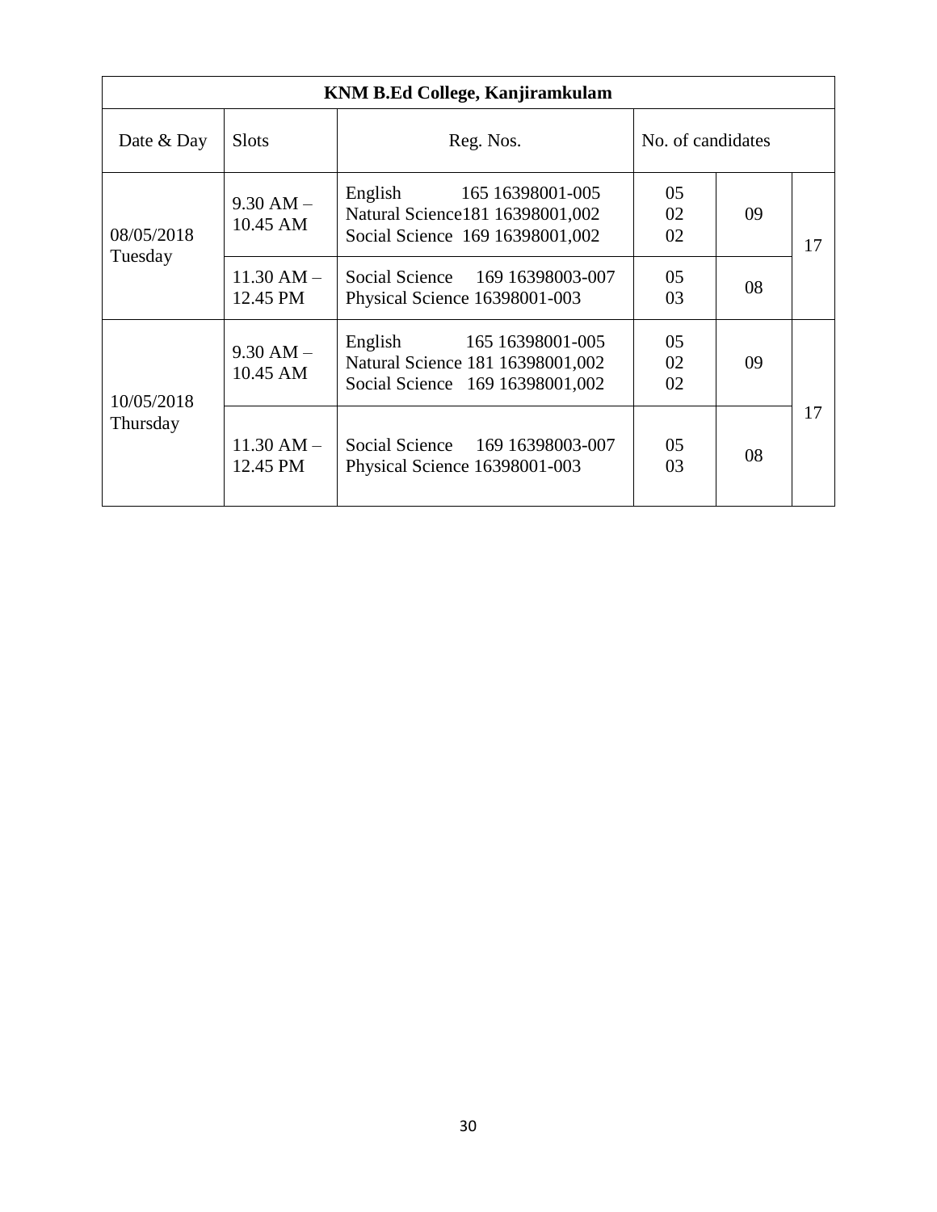| KNM B.Ed College, Kanjiramkulam | | | | | |
|---|---|---|---|---|---|
| Date & Day | Slots | Reg. Nos. | No. of candidates | | |
| 08/05/2018 Tuesday | 9.30 AM – 10.45 AM | English 165 16398001-005<br>Natural Science181 16398001,002<br>Social Science 169 16398001,002 | 05<br>02<br>02 | 09 | 17 |
| | 11.30 AM – 12.45 PM | Social Science 169 16398003-007<br>Physical Science 16398001-003 | 05<br>03 | 08 | |
| 10/05/2018 Thursday | 9.30 AM – 10.45 AM | English 165 16398001-005<br>Natural Science 181 16398001,002<br>Social Science 169 16398001,002 | 05<br>02<br>02 | 09 | 17 |
| | 11.30 AM – 12.45 PM | Social Science 169 16398003-007<br>Physical Science 16398001-003 | 05<br>03 | 08 | |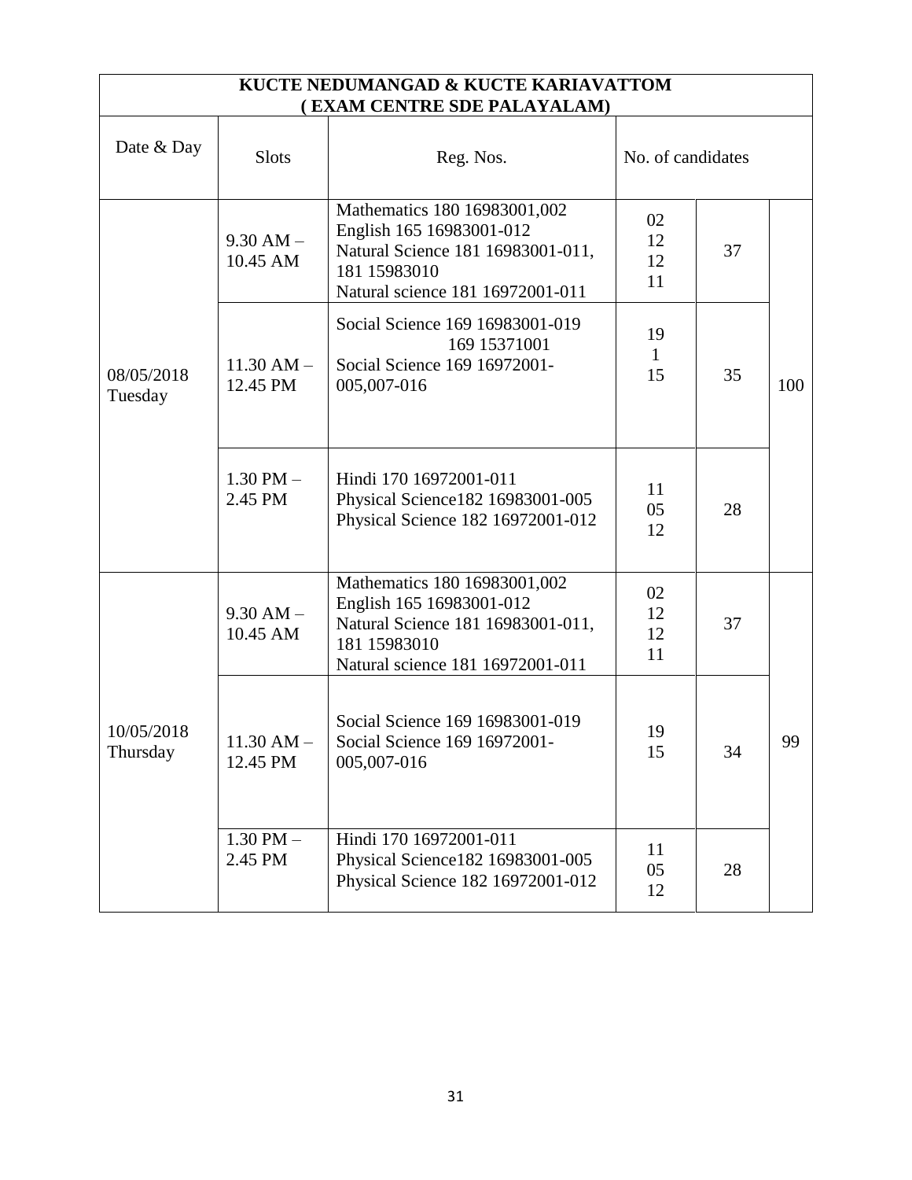| KUCTE NEDUMANGAD & KUCTE KARIAVATTOM ( EXAM CENTRE SDE PALAYALAM) | | | | | |
|---|---|---|---|---|---|
| Date & Day | Slots | Reg. Nos. | No. of candidates | | |
| 08/05/2018 Tuesday | 9.30 AM – 10.45 AM | Mathematics 180 16983001,002<br>English 165 16983001-012<br>Natural Science 181 16983001-011, 181 15983010<br>Natural science 181 16972001-011 | 02<br>12<br>12<br>11 | 37 | 100 |
| | 11.30 AM – 12.45 PM | Social Science 169 16983001-019<br>169 15371001<br>Social Science 169 16972001-005,007-016 | 19<br>1<br>15 | 35 | |
| | 1.30 PM – 2.45 PM | Hindi 170 16972001-011<br>Physical Science182 16983001-005<br>Physical Science 182 16972001-012 | 11<br>05<br>12 | 28 | |
| 10/05/2018 Thursday | 9.30 AM – 10.45 AM | Mathematics 180 16983001,002<br>English 165 16983001-012<br>Natural Science 181 16983001-011, 181 15983010<br>Natural science 181 16972001-011 | 02<br>12<br>12<br>11 | 37 | 99 |
| | 11.30 AM – 12.45 PM | Social Science 169 16983001-019<br>Social Science 169 16972001-005,007-016 | 19<br>15 | 34 | |
| | 1.30 PM – 2.45 PM | Hindi 170 16972001-011<br>Physical Science182 16983001-005<br>Physical Science 182 16972001-012 | 11<br>05<br>12 | 28 | |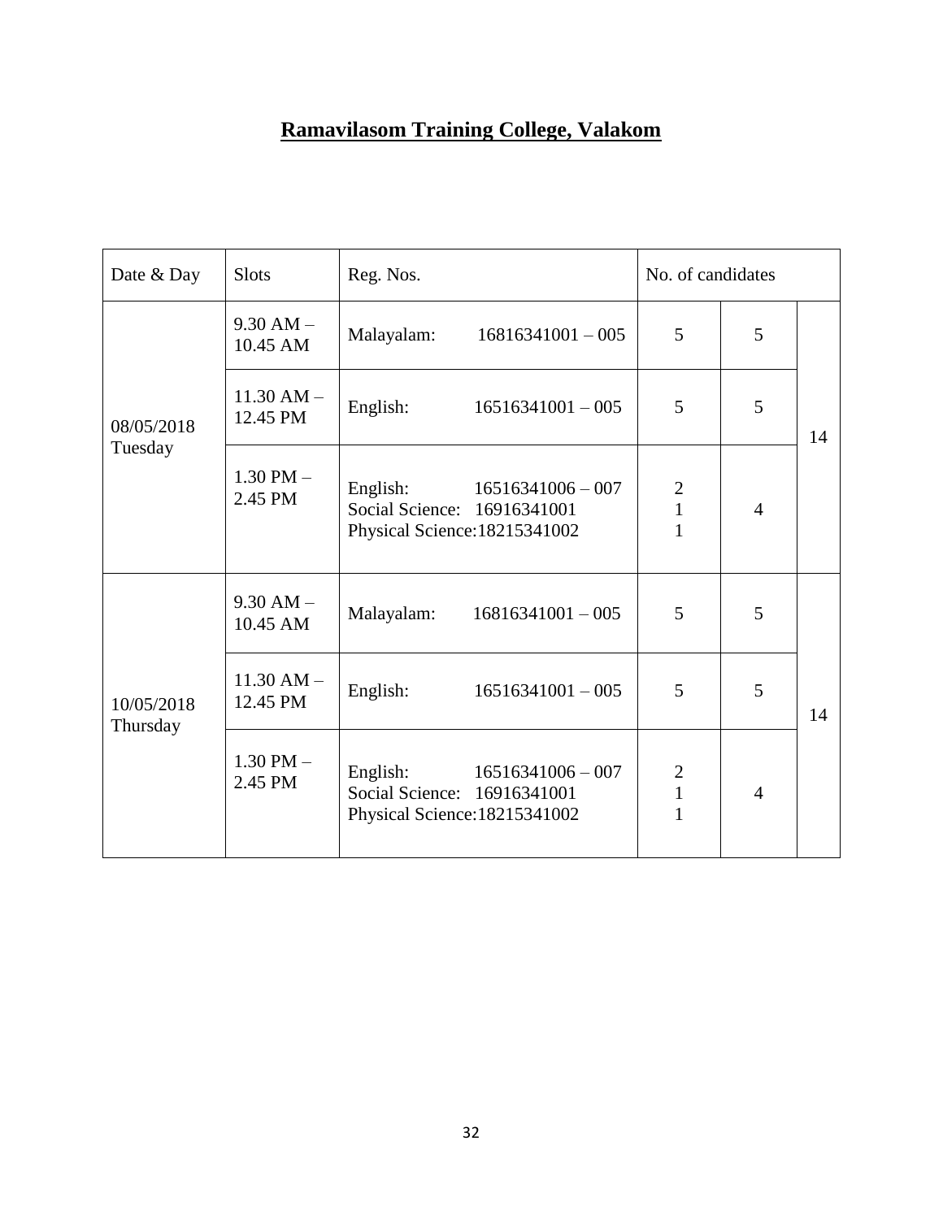# Ramavilasom Training College, Valakom

| Date & Day | Slots | Reg. Nos. | No. of candidates | | |
|---|---|---|---|---|---|
| 08/05/2018 Tuesday | 9.30 AM – 10.45 AM | Malayalam: 16816341001 – 005 | 5 | 5 | 14 |
| | 11.30 AM – 12.45 PM | English: 16516341001 – 005 | 5 | 5 | |
| | 1.30 PM – 2.45 PM | English: 16516341006 – 007<br>Social Science: 16916341001<br>Physical Science:18215341002 | 2<br>1<br>1 | 4 | |
| 10/05/2018 Thursday | 9.30 AM – 10.45 AM | Malayalam: 16816341001 – 005 | 5 | 5 | 14 |
| | 11.30 AM – 12.45 PM | English: 16516341001 – 005 | 5 | 5 | |
| | 1.30 PM – 2.45 PM | English: 16516341006 – 007<br>Social Science: 16916341001<br>Physical Science:18215341002 | 2<br>1<br>1 | 4 | |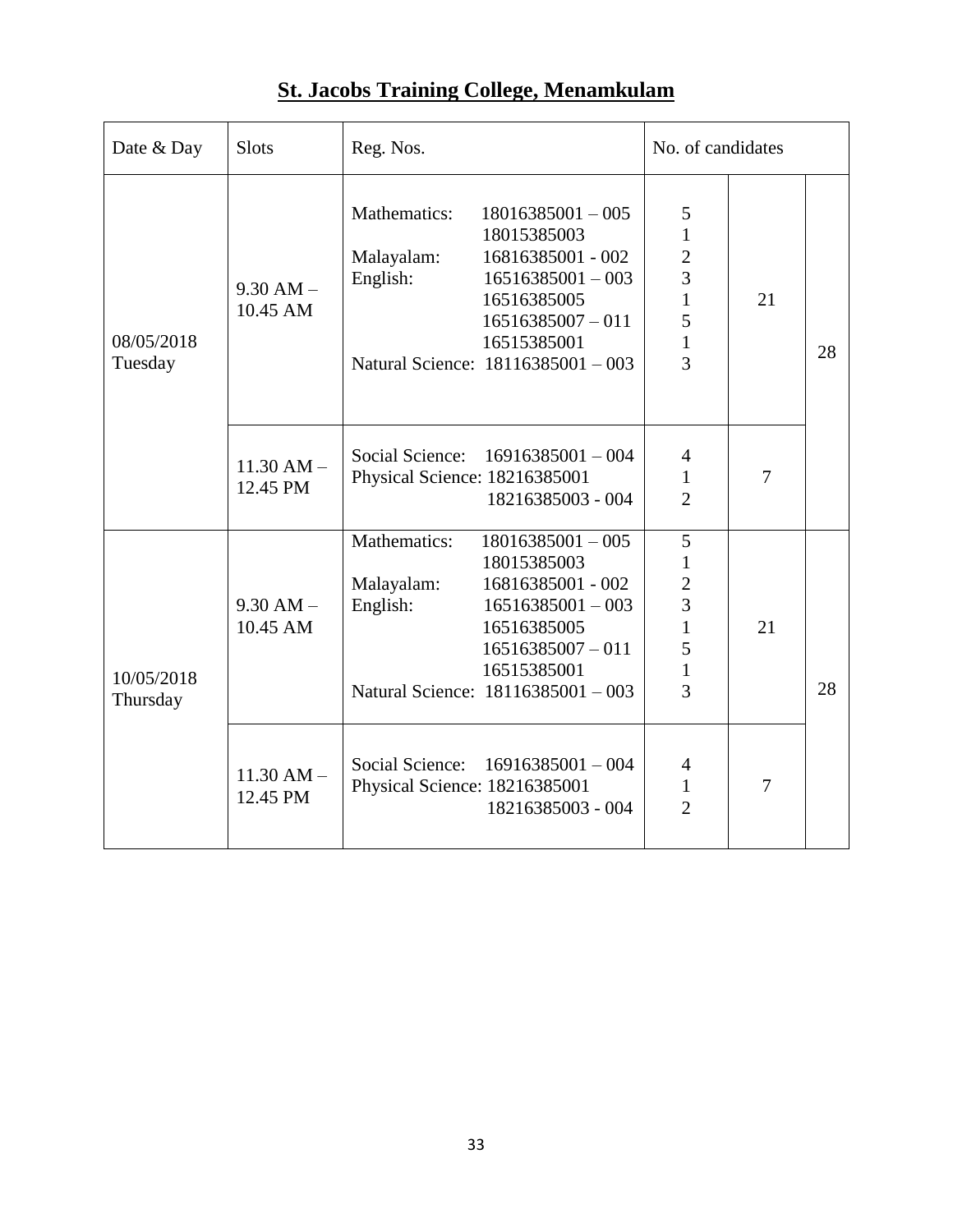# St. Jacobs Training College, Menamkulam

| Date & Day | Slots | Reg. Nos. | No. of candidates | | |
|---|---|---|---|---|---|
| 08/05/2018 Tuesday | 9.30 AM – 10.45 AM | Mathematics: 18016385001 – 005<br>18015385003<br>Malayalam: 16816385001 - 002<br>English: 16516385001 – 003<br>16516385005<br>16516385007 – 011<br>16515385001<br>Natural Science: 18116385001 – 003 | 5<br>1<br>2<br>3<br>1<br>5<br>1<br>3 | 21 | 28 |
| | 11.30 AM – 12.45 PM | Social Science: 16916385001 – 004<br>Physical Science: 18216385001<br>18216385003 - 004 | 4<br>1<br>2 | 7 | |
| 10/05/2018 Thursday | 9.30 AM – 10.45 AM | Mathematics: 18016385001 – 005<br>18015385003<br>Malayalam: 16816385001 - 002<br>English: 16516385001 – 003<br>16516385005<br>16516385007 – 011<br>16515385001<br>Natural Science: 18116385001 – 003 | 5<br>1<br>2<br>3<br>1<br>5<br>1<br>3 | 21 | 28 |
| | 11.30 AM – 12.45 PM | Social Science: 16916385001 – 004<br>Physical Science: 18216385001<br>18216385003 - 004 | 4<br>1<br>2 | 7 | |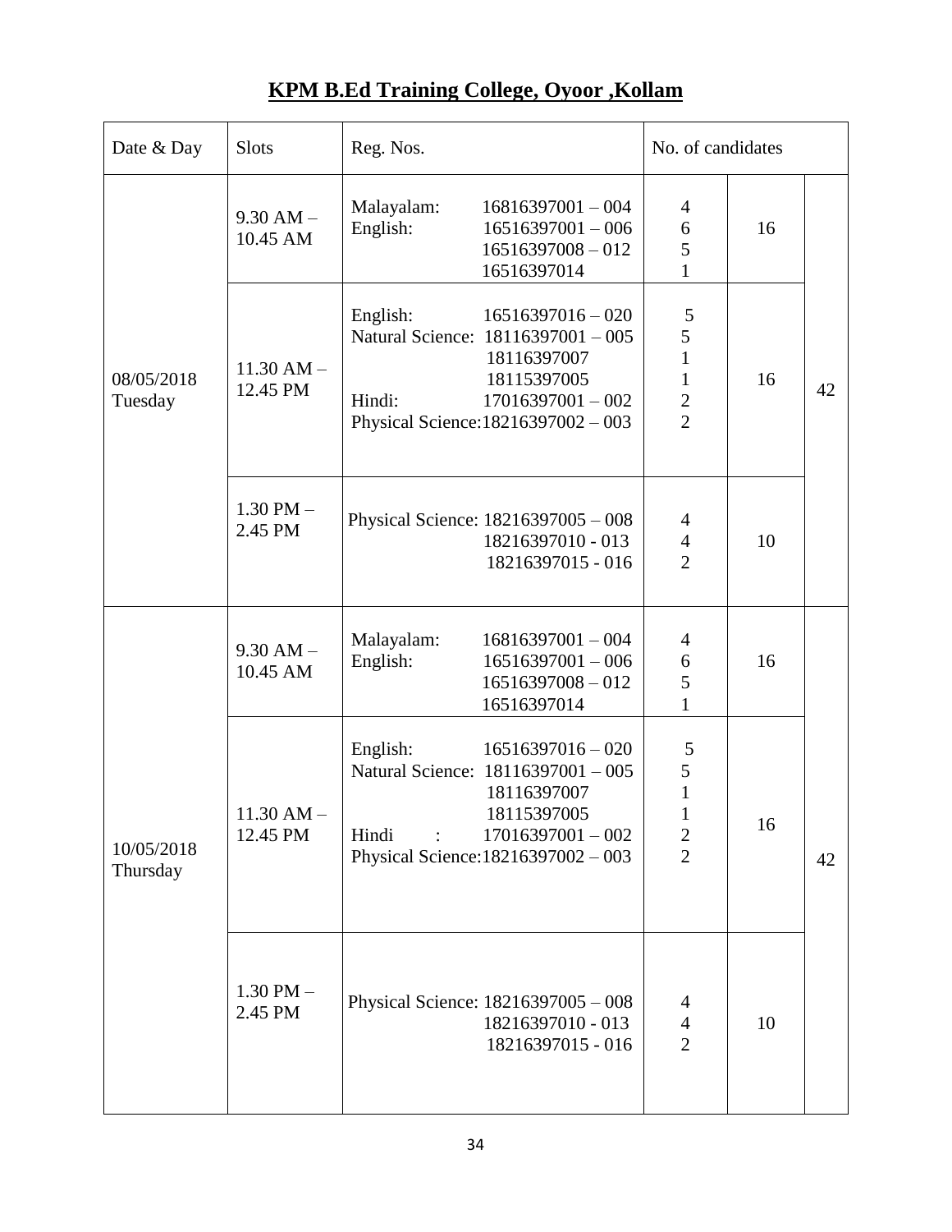# **KPM B.Ed Training College, Oyoor ,Kollam**

| Date & Day | Slots | Reg. Nos. | No. of candidates | | |
|---|---|---|---|---|---|
| 08/05/2018 Tuesday | 9.30 AM – 10.45 AM | Malayalam: 16816397001 – 004<br>English: 16516397001 – 006<br>16516397008 – 012<br>16516397014 | 4<br>6<br>5<br>1 | 16 | 42 |
| | 11.30 AM – 12.45 PM | English: 16516397016 – 020<br>Natural Science: 18116397001 – 005<br>18116397007<br>18115397005<br>Hindi: 17016397001 – 002<br>Physical Science:18216397002 – 003 | 5<br>5<br>1<br>1<br>2<br>2 | 16 | |
| | 1.30 PM – 2.45 PM | Physical Science: 18216397005 – 008<br>18216397010 - 013<br>18216397015 - 016 | 4<br>4<br>2 | 10 | |
| 10/05/2018 Thursday | 9.30 AM – 10.45 AM | Malayalam: 16816397001 – 004<br>English: 16516397001 – 006<br>16516397008 – 012<br>16516397014 | 4<br>6<br>5<br>1 | 16 | 42 |
| | 11.30 AM – 12.45 PM | English: 16516397016 – 020<br>Natural Science: 18116397001 – 005<br>18116397007<br>18115397005<br>Hindi : 17016397001 – 002<br>Physical Science:18216397002 – 003 | 5<br>5<br>1<br>1<br>2<br>2 | 16 | |
| | 1.30 PM – 2.45 PM | Physical Science: 18216397005 – 008<br>18216397010 - 013<br>18216397015 - 016 | 4<br>4<br>2 | 10 | |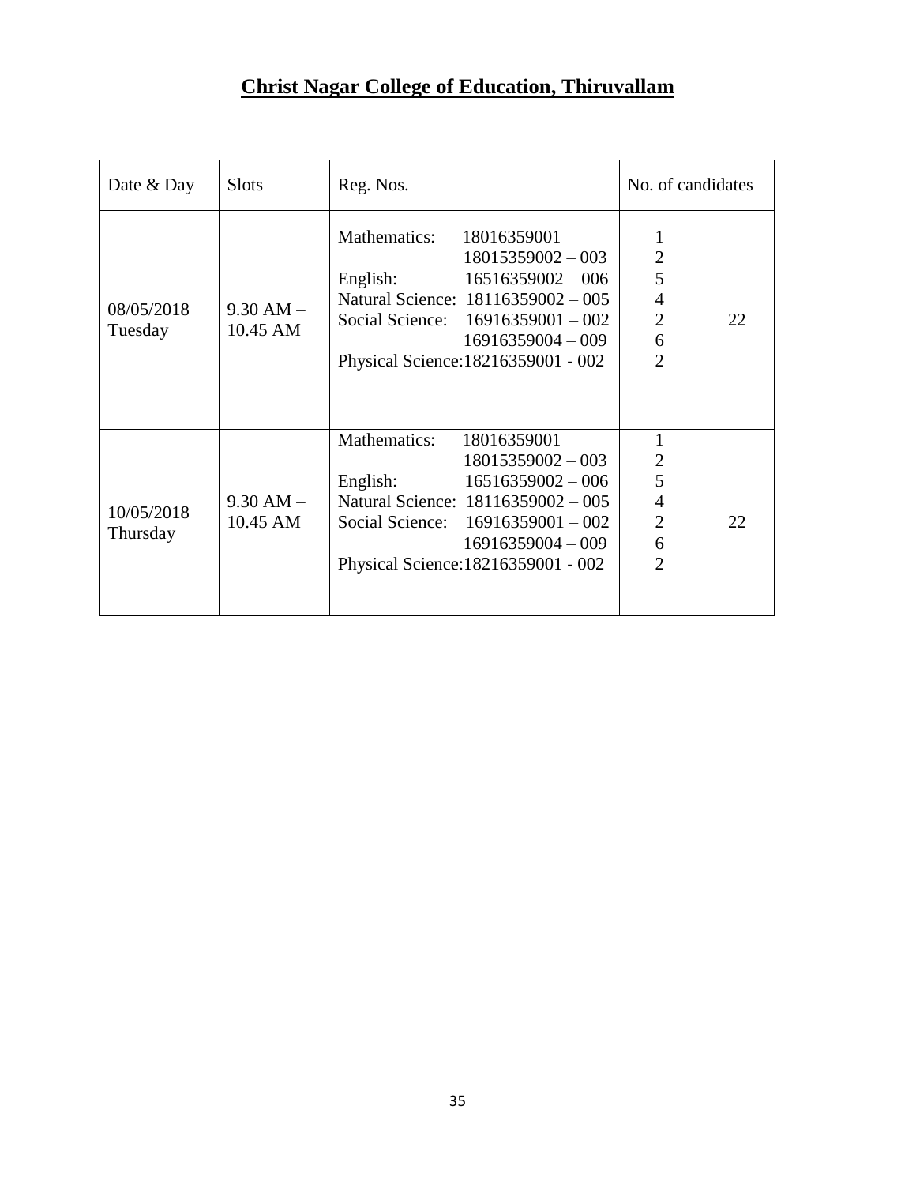**Christ Nagar College of Education, Thiruvallam**

| Date & Day | Slots | Reg. Nos. | No. of candidates | |
|---|---|---|---|---|
| 08/05/2018 Tuesday | 9.30 AM – 10.45 AM | Mathematics: 18016359001<br>18015359002 – 003<br>English: 16516359002 – 006<br>Natural Science: 18116359002 – 005<br>Social Science: 16916359001 – 002<br>16916359004 – 009<br>Physical Science:18216359001 - 002 | 1<br>2<br>5<br>4<br>2<br>6<br>2 | 22 |
| 10/05/2018 Thursday | 9.30 AM – 10.45 AM | Mathematics: 18016359001<br>18015359002 – 003<br>English: 16516359002 – 006<br>Natural Science: 18116359002 – 005<br>Social Science: 16916359001 – 002<br>16916359004 – 009<br>Physical Science:18216359001 - 002 | 1<br>2<br>5<br>4<br>2<br>6<br>2 | 22 |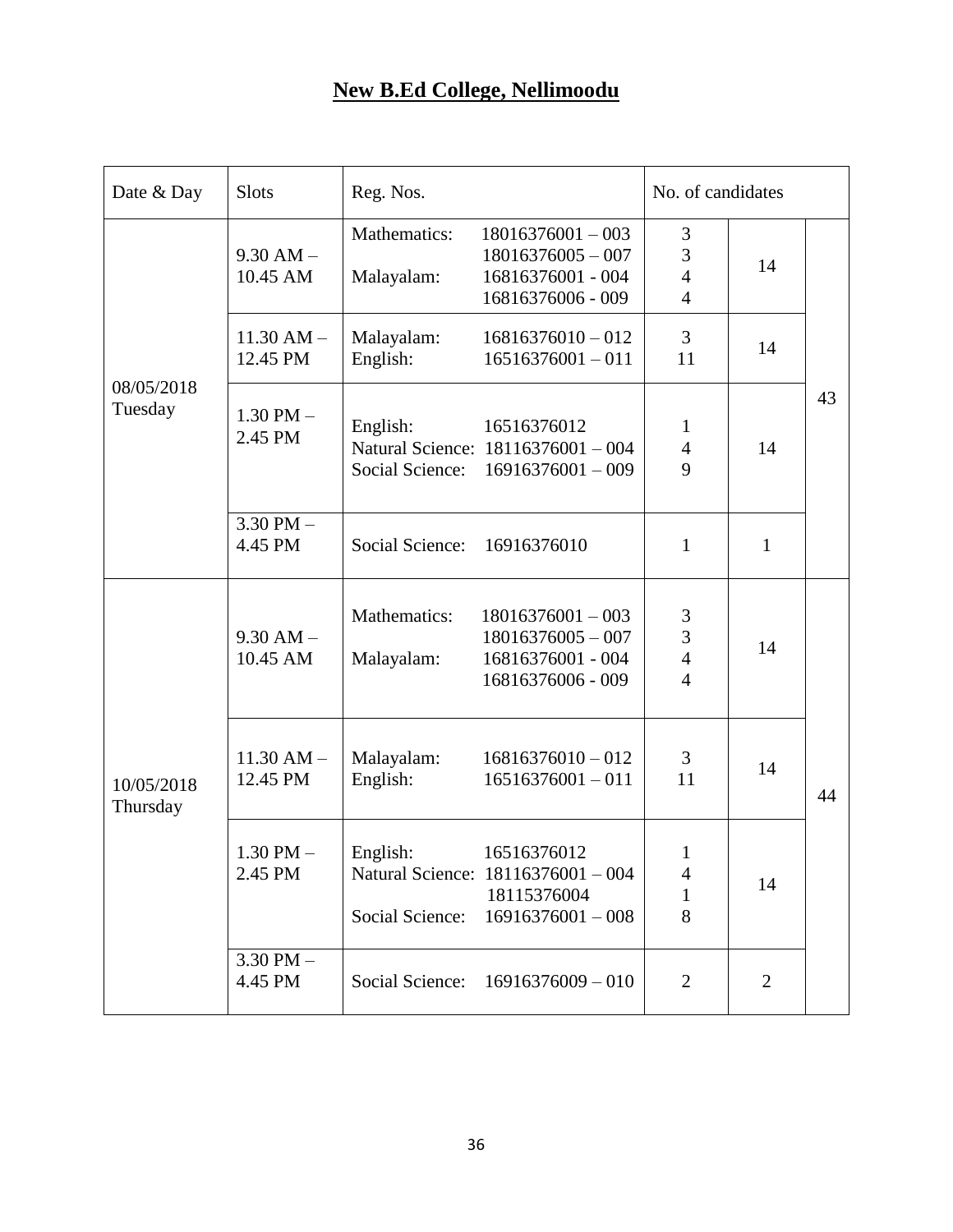# New B.Ed College, Nellimoodu

| Date & Day | Slots | Reg. Nos. | No. of candidates | | |
|---|---|---|---|---|---|
| 08/05/2018 Tuesday | 9.30 AM – 10.45 AM | Mathematics: 18016376001 – 003<br>18016376005 – 007<br>Malayalam: 16816376001 - 004<br>16816376006 - 009 | 3<br>3<br>4<br>4 | 14 | 43 |
| | 11.30 AM – 12.45 PM | Malayalam: 16816376010 – 012<br>English: 16516376001 – 011 | 3<br>11 | 14 | |
| | 1.30 PM – 2.45 PM | English: 16516376012<br>Natural Science: 18116376001 – 004<br>Social Science: 16916376001 – 009 | 1<br>4<br>9 | 14 | |
| | 3.30 PM – 4.45 PM | Social Science: 16916376010 | 1 | 1 | |
| 10/05/2018 Thursday | 9.30 AM – 10.45 AM | Mathematics: 18016376001 – 003<br>18016376005 – 007<br>Malayalam: 16816376001 - 004<br>16816376006 - 009 | 3<br>3<br>4<br>4 | 14 | 44 |
| | 11.30 AM – 12.45 PM | Malayalam: 16816376010 – 012<br>English: 16516376001 – 011 | 3<br>11 | 14 | |
| | 1.30 PM – 2.45 PM | English: 16516376012<br>Natural Science: 18116376001 – 004<br>18115376004<br>Social Science: 16916376001 – 008 | 1<br>4<br>1<br>8 | 14 | |
| | 3.30 PM – 4.45 PM | Social Science: 16916376009 – 010 | 2 | 2 | |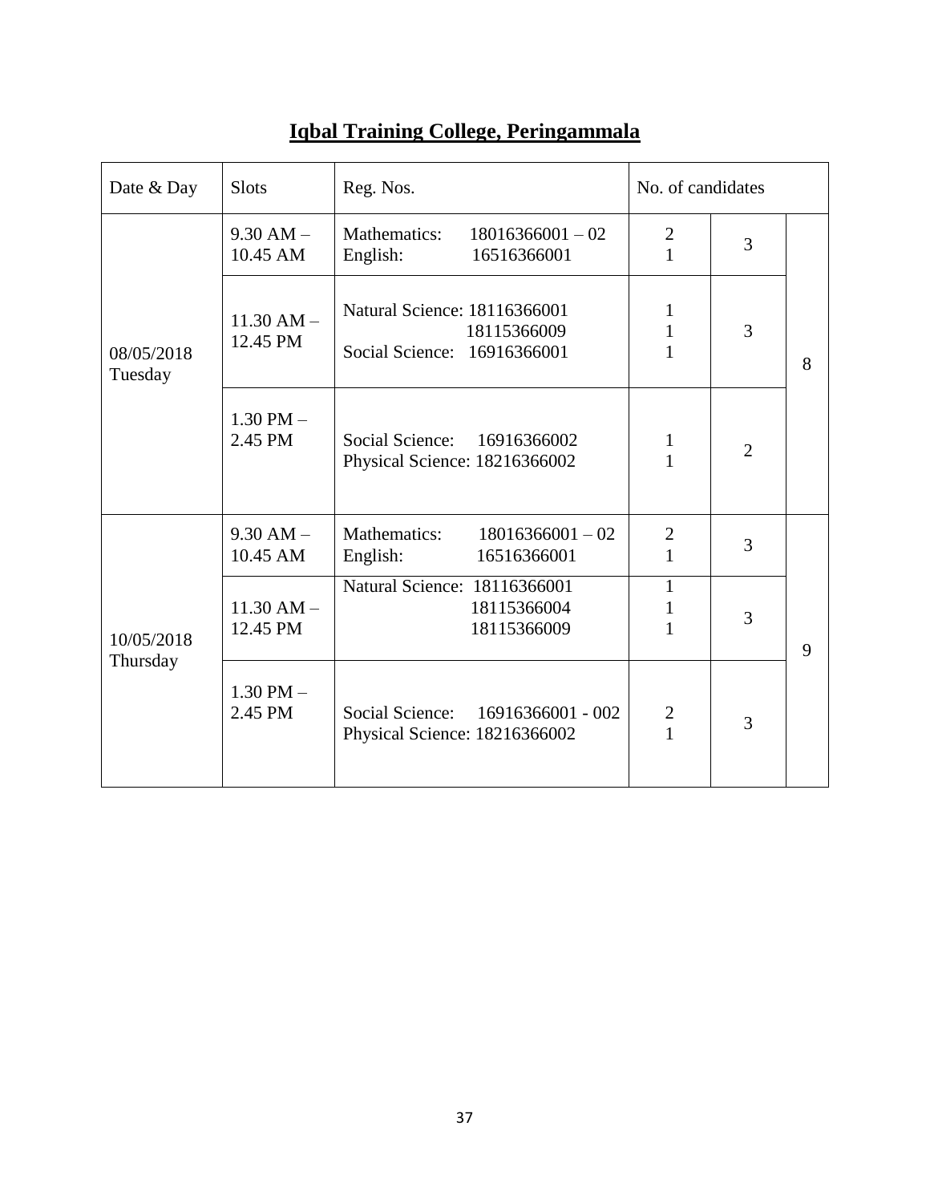# Iqbal Training College, Peringammala

| Date & Day | Slots | Reg. Nos. | No. of candidates | | |
|---|---|---|---|---|---|
| 08/05/2018 Tuesday | 9.30 AM – 10.45 AM | Mathematics: 18016366001 – 02<br>English: 16516366001 | 2<br>1 | 3 | 8 |
| | 11.30 AM – 12.45 PM | Natural Science: 18116366001<br>18115366009<br>Social Science: 16916366001 | 1<br>1<br>1 | 3 | |
| | 1.30 PM – 2.45 PM | Social Science: 16916366002<br>Physical Science: 18216366002 | 1<br>1 | 2 | |
| 10/05/2018 Thursday | 9.30 AM – 10.45 AM | Mathematics: 18016366001 – 02<br>English: 16516366001 | 2<br>1 | 3 | 9 |
| | 11.30 AM – 12.45 PM | Natural Science: 18116366001<br>18115366004<br>18115366009 | 1<br>1<br>1 | 3 | |
| | 1.30 PM – 2.45 PM | Social Science: 16916366001 - 002<br>Physical Science: 18216366002 | 2<br>1 | 3 | |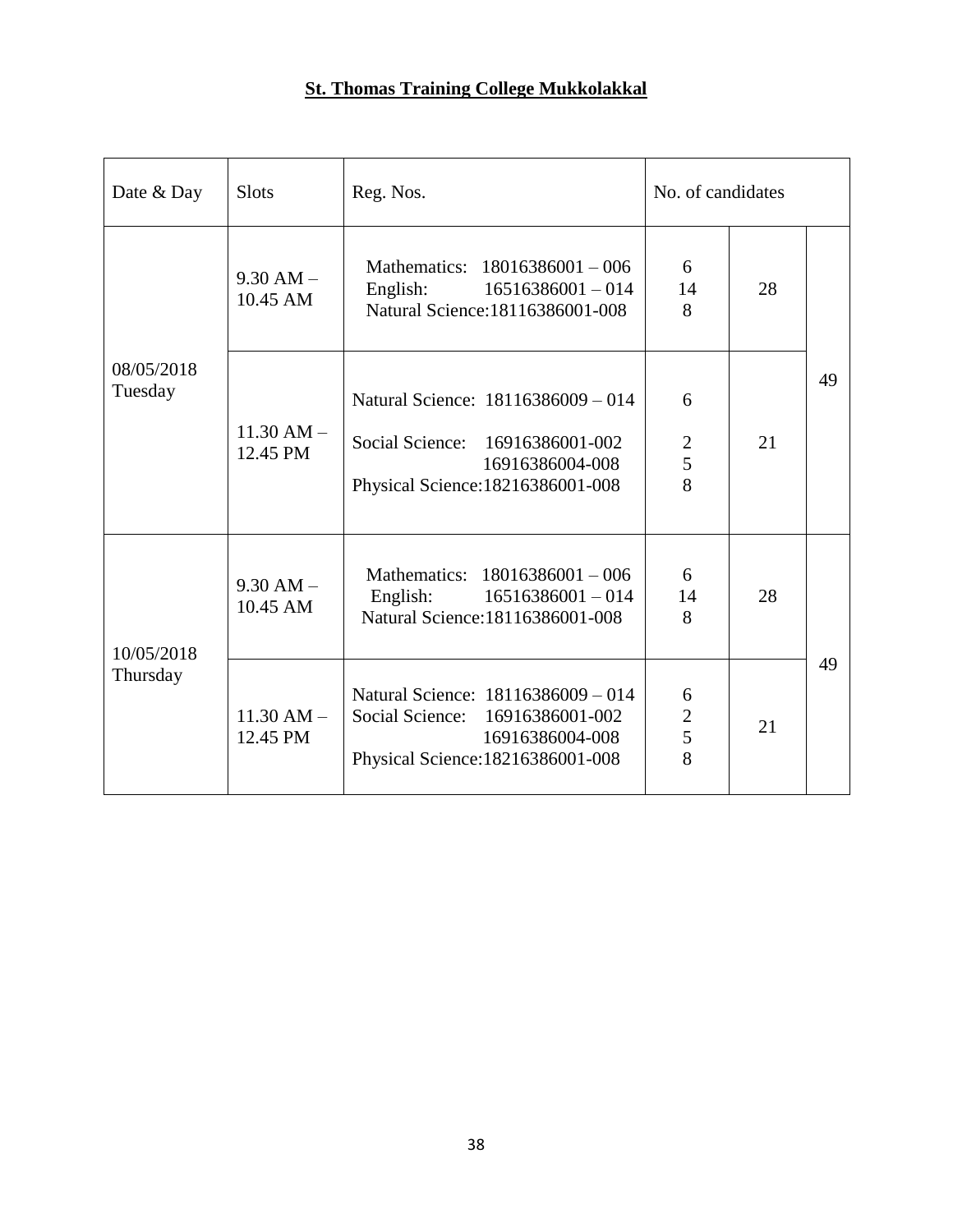**St. Thomas Training College Mukkolakkal**

| Date & Day | Slots | Reg. Nos. | No. of candidates | | |
|---|---|---|---|---|---|
| 08/05/2018 Tuesday | 9.30 AM – 10.45 AM | Mathematics: 18016386001 – 006<br>English: 16516386001 – 014<br>Natural Science:18116386001-008 | 6<br>14<br>8 | 28 | 49 |
| | 11.30 AM – 12.45 PM | Natural Science: 18116386009 – 014<br>Social Science: 16916386001-002<br>16916386004-008<br>Physical Science:18216386001-008 | 6<br>2<br>5<br>8 | 21 | |
| 10/05/2018 Thursday | 9.30 AM – 10.45 AM | Mathematics: 18016386001 – 006<br>English: 16516386001 – 014<br>Natural Science:18116386001-008 | 6<br>14<br>8 | 28 | 49 |
| | 11.30 AM – 12.45 PM | Natural Science: 18116386009 – 014<br>Social Science: 16916386001-002<br>16916386004-008<br>Physical Science:18216386001-008 | 6<br>2<br>5<br>8 | 21 | |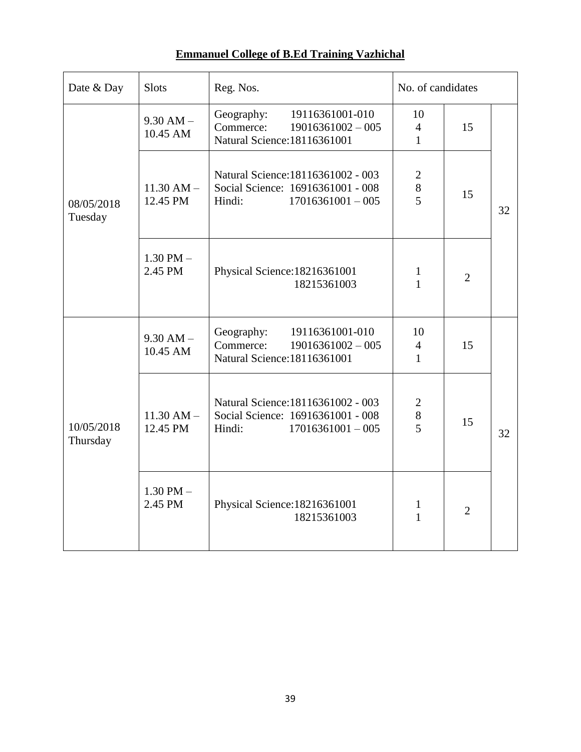**Emmanuel College of B.Ed Training Vazhichal**

| Date & Day | Slots | Reg. Nos. | No. of candidates | | |
|---|---|---|---|---|---|
| 08/05/2018 Tuesday | 9.30 AM – 10.45 AM | Geography: 19116361001-010<br>Commerce: 19016361002 – 005<br>Natural Science:18116361001 | 10<br>4<br>1 | 15 | 32 |
| | 11.30 AM – 12.45 PM | Natural Science:18116361002 - 003<br>Social Science: 16916361001 - 008<br>Hindi: 17016361001 – 005 | 2<br>8<br>5 | 15 | |
| | 1.30 PM – 2.45 PM | Physical Science:18216361001<br>18215361003 | 1<br>1 | 2 | |
| 10/05/2018 Thursday | 9.30 AM – 10.45 AM | Geography: 19116361001-010<br>Commerce: 19016361002 – 005<br>Natural Science:18116361001 | 10<br>4<br>1 | 15 | 32 |
| | 11.30 AM – 12.45 PM | Natural Science:18116361002 - 003<br>Social Science: 16916361001 - 008<br>Hindi: 17016361001 – 005 | 2<br>8<br>5 | 15 | |
| | 1.30 PM – 2.45 PM | Physical Science:18216361001<br>18215361003 | 1<br>1 | 2 | |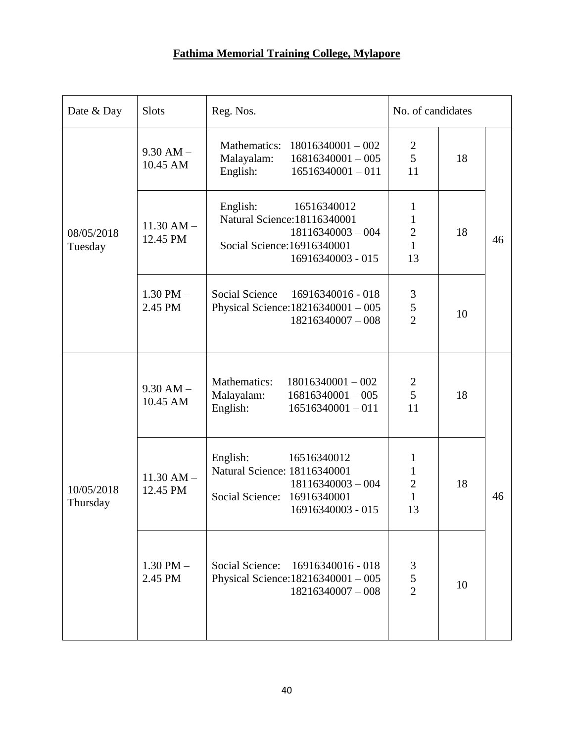**Fathima Memorial Training College, Mylapore**

| Date & Day | Slots | Reg. Nos. | No. of candidates | | |
|---|---|---|---|---|---|
| 08/05/2018 Tuesday | 9.30 AM – 10.45 AM | Mathematics: 18016340001 – 002<br>Malayalam: 16816340001 – 005<br>English: 16516340001 – 011 | 2<br>5<br>11 | 18 | 46 |
| | 11.30 AM – 12.45 PM | English: 16516340012<br>Natural Science: 18116340001<br>18116340003 – 004<br>Social Science: 16916340001<br>16916340003 - 015 | 1<br>1<br>2<br>1<br>13 | 18 | |
| | 1.30 PM – 2.45 PM | Social Science 16916340016 - 018<br>Physical Science: 18216340001 – 005<br>18216340007 – 008 | 3<br>5<br>2 | 10 | |
| 10/05/2018 Thursday | 9.30 AM – 10.45 AM | Mathematics: 18016340001 – 002<br>Malayalam: 16816340001 – 005<br>English: 16516340001 – 011 | 2<br>5<br>11 | 18 | 46 |
| | 11.30 AM – 12.45 PM | English: 16516340012<br>Natural Science: 18116340001<br>18116340003 – 004<br>Social Science: 16916340001<br>16916340003 - 015 | 1<br>1<br>2<br>1<br>13 | 18 | |
| | 1.30 PM – 2.45 PM | Social Science: 16916340016 - 018<br>Physical Science: 18216340001 – 005<br>18216340007 – 008 | 3<br>5<br>2 | 10 | |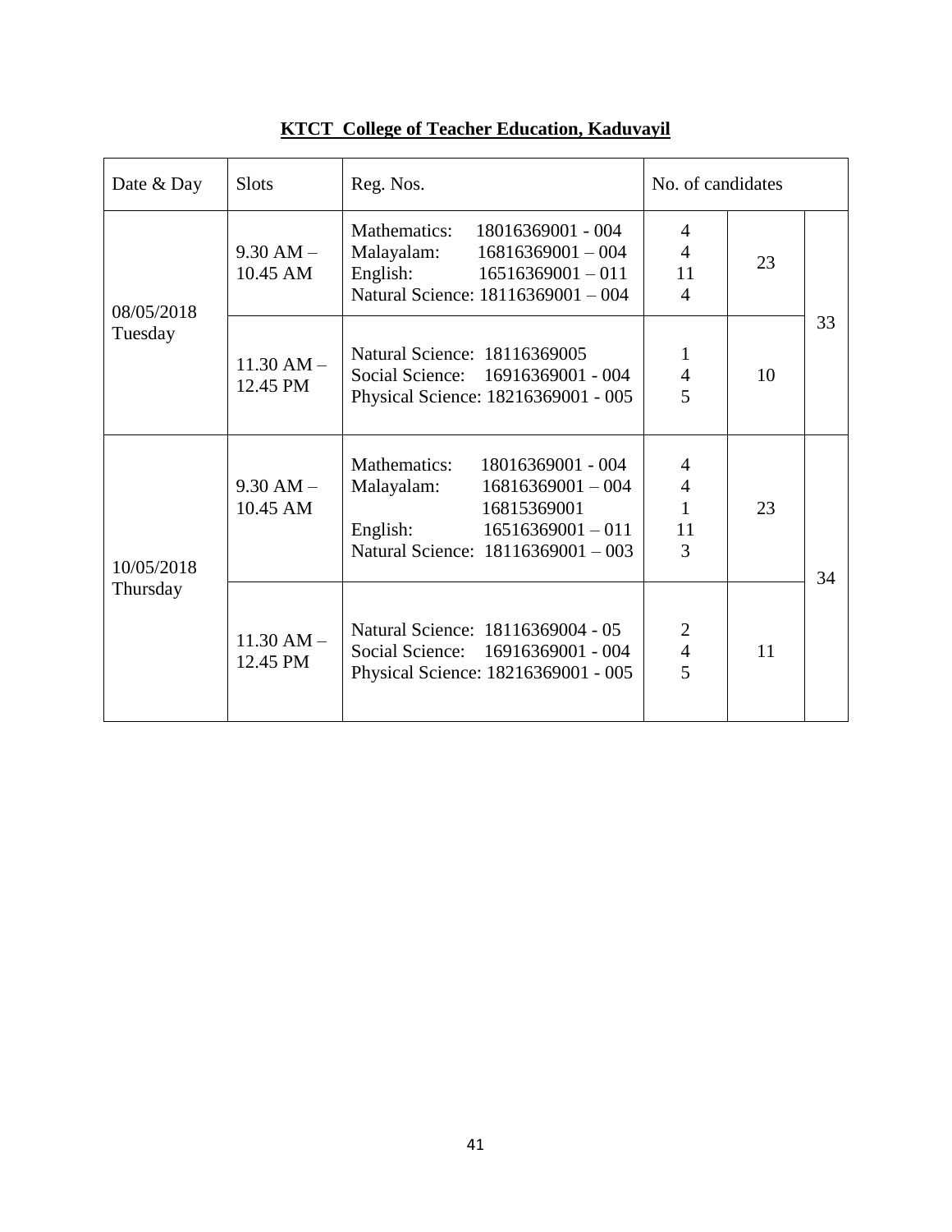**KTCT College of Teacher Education, Kaduvayil**

| Date & Day | Slots | Reg. Nos. | No. of candidates | | |
|---|---|---|---|---|---|
| 08/05/2018 Tuesday | 9.30 AM – 10.45 AM | Mathematics: 18016369001 - 004<br>Malayalam: 16816369001 – 004<br>English: 16516369001 – 011<br>Natural Science: 18116369001 – 004 | 4<br>4<br>11<br>4 | 23 | 33 |
| | 11.30 AM – 12.45 PM | Natural Science: 18116369005<br>Social Science: 16916369001 - 004<br>Physical Science: 18216369001 - 005 | 1<br>4<br>5 | 10 | |
| 10/05/2018 Thursday | 9.30 AM – 10.45 AM | Mathematics: 18016369001 - 004<br>Malayalam: 16816369001 – 004<br>16815369001<br>English: 16516369001 – 011<br>Natural Science: 18116369001 – 003 | 4<br>4<br>1<br>11<br>3 | 23 | 34 |
| | 11.30 AM – 12.45 PM | Natural Science: 18116369004 - 05<br>Social Science: 16916369001 - 004<br>Physical Science: 18216369001 - 005 | 2<br>4<br>5 | 11 | |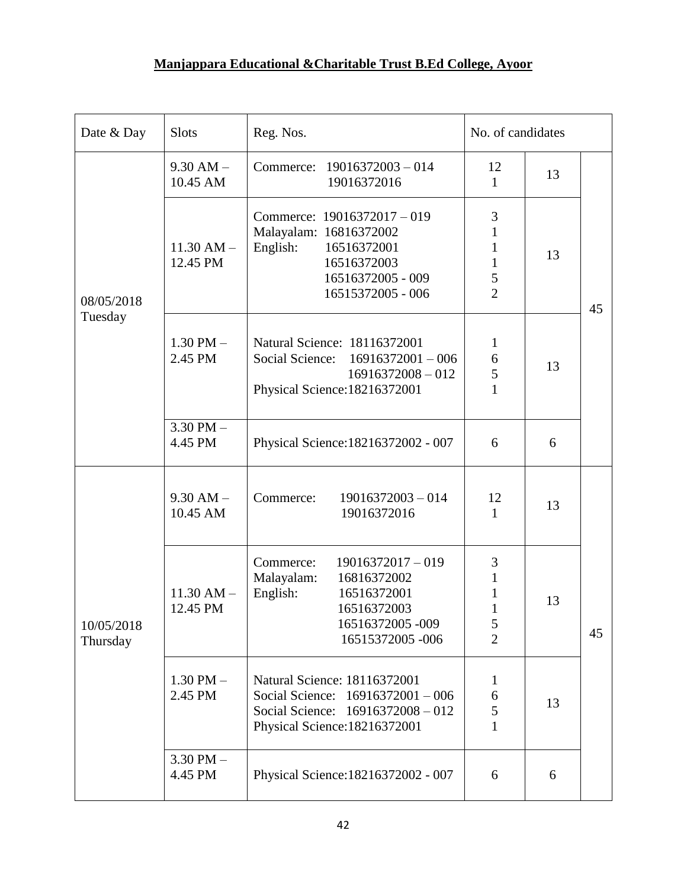**Manjappara Educational &Charitable Trust B.Ed College, Ayoor**

| Date & Day | Slots | Reg. Nos. | No. of candidates | | |
|---|---|---|---|---|---|
| 08/05/2018 Tuesday | 9.30 AM – 10.45 AM | Commerce: 19016372003 – 014<br>19016372016 | 12<br>1 | 13 | 45 |
| | 11.30 AM – 12.45 PM | Commerce: 19016372017 – 019<br>Malayalam: 16816372002<br>English: 16516372001<br>16516372003<br>16516372005 - 009<br>16515372005 - 006 | 3<br>1<br>1<br>1<br>5<br>2 | 13 | |
| | 1.30 PM – 2.45 PM | Natural Science: 18116372001<br>Social Science: 16916372001 – 006<br>16916372008 – 012<br>Physical Science:18216372001 | 1<br>6<br>5<br>1 | 13 | |
| | 3.30 PM – 4.45 PM | Physical Science:18216372002 - 007 | 6 | 6 | |
| 10/05/2018 Thursday | 9.30 AM – 10.45 AM | Commerce: 19016372003 – 014<br>19016372016 | 12<br>1 | 13 | 45 |
| | 11.30 AM – 12.45 PM | Commerce: 19016372017 – 019<br>Malayalam: 16816372002<br>English: 16516372001<br>16516372003<br>16516372005 -009<br>16515372005 -006 | 3<br>1<br>1<br>1<br>5<br>2 | 13 | |
| | 1.30 PM – 2.45 PM | Natural Science: 18116372001<br>Social Science: 16916372001 – 006<br>Social Science: 16916372008 – 012<br>Physical Science:18216372001 | 1<br>6<br>5<br>1 | 13 | |
| | 3.30 PM – 4.45 PM | Physical Science:18216372002 - 007 | 6 | 6 | |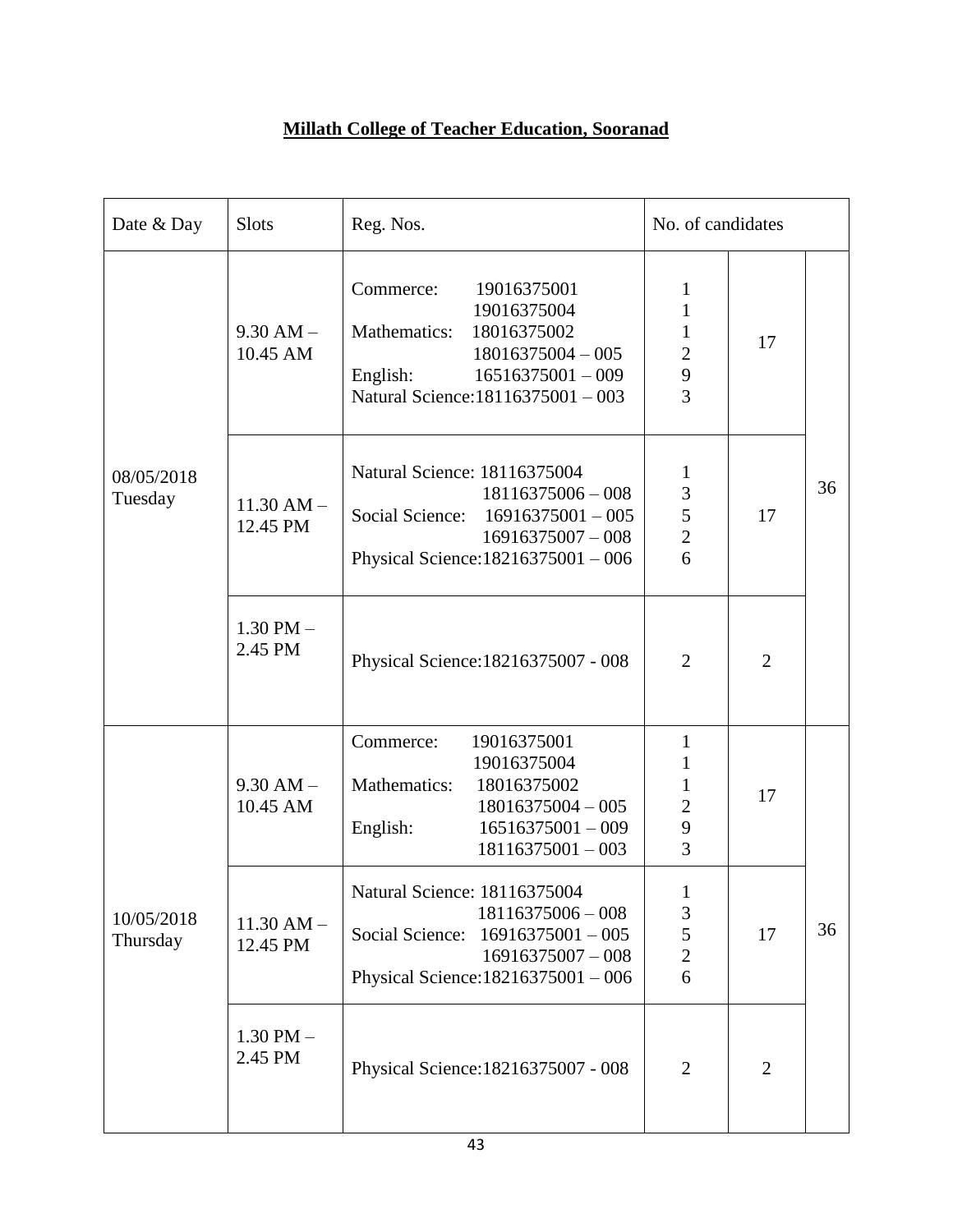**Millath College of Teacher Education, Sooranad**

| Date & Day | Slots | Reg. Nos. | No. of candidates | | |
|---|---|---|---|---|---|
| 08/05/2018 Tuesday | 9.30 AM – 10.45 AM | Commerce: 19016375001<br>19016375004<br>Mathematics: 18016375002<br>18016375004 – 005<br>English: 16516375001 – 009<br>Natural Science:18116375001 – 003 | 1<br>1<br>1<br>2<br>9<br>3 | 17 | 36 |
| | 11.30 AM – 12.45 PM | Natural Science: 18116375004<br>18116375006 – 008<br>Social Science: 16916375001 – 005<br>16916375007 – 008<br>Physical Science:18216375001 – 006 | 1<br>3<br>5<br>2<br>6 | 17 | |
| | 1.30 PM – 2.45 PM | Physical Science:18216375007 - 008 | 2 | 2 | |
| 10/05/2018 Thursday | 9.30 AM – 10.45 AM | Commerce: 19016375001<br>19016375004<br>Mathematics: 18016375002<br>18016375004 – 005<br>English: 16516375001 – 009<br>18116375001 – 003 | 1<br>1<br>1<br>2<br>9<br>3 | 17 | 36 |
| | 11.30 AM – 12.45 PM | Natural Science: 18116375004<br>18116375006 – 008<br>Social Science: 16916375001 – 005<br>16916375007 – 008<br>Physical Science:18216375001 – 006 | 1<br>3<br>5<br>2<br>6 | 17 | |
| | 1.30 PM – 2.45 PM | Physical Science:18216375007 - 008 | 2 | 2 | |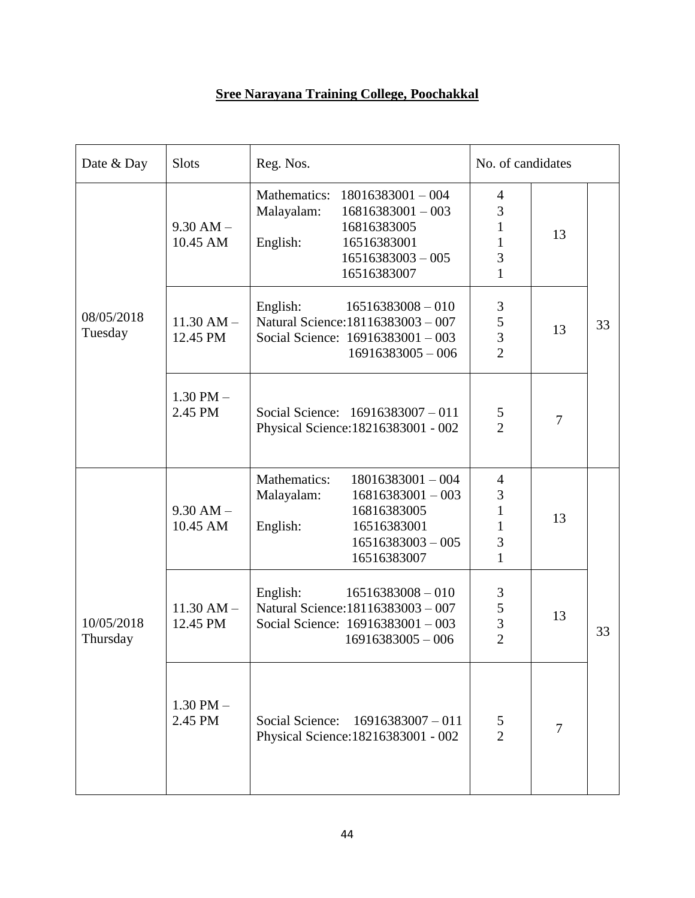**Sree Narayana Training College, Poochakkal**

| Date & Day | Slots | Reg. Nos. | No. of candidates | | |
|---|---|---|---|---|---|
| 08/05/2018 Tuesday | 9.30 AM – 10.45 AM | Mathematics: 18016383001 – 004<br>Malayalam: 16816383001 – 003<br>16816383005<br>English: 16516383001<br>16516383003 – 005<br>16516383007 | 4<br>3<br>1<br>1<br>3<br>1 | 13 | 33 |
| | 11.30 AM – 12.45 PM | English: 16516383008 – 010<br>Natural Science: 18116383003 – 007<br>Social Science: 16916383001 – 003<br>16916383005 – 006 | 3<br>5<br>3<br>2 | 13 | |
| | 1.30 PM – 2.45 PM | Social Science: 16916383007 – 011<br>Physical Science: 18216383001 - 002 | 5<br>2 | 7 | |
| 10/05/2018 Thursday | 9.30 AM – 10.45 AM | Mathematics: 18016383001 – 004<br>Malayalam: 16816383001 – 003<br>16816383005<br>English: 16516383001<br>16516383003 – 005<br>16516383007 | 4<br>3<br>1<br>1<br>3<br>1 | 13 | 33 |
| | 11.30 AM – 12.45 PM | English: 16516383008 – 010<br>Natural Science: 18116383003 – 007<br>Social Science: 16916383001 – 003<br>16916383005 – 006 | 3<br>5<br>3<br>2 | 13 | |
| | 1.30 PM – 2.45 PM | Social Science: 16916383007 – 011<br>Physical Science: 18216383001 - 002 | 5<br>2 | 7 | |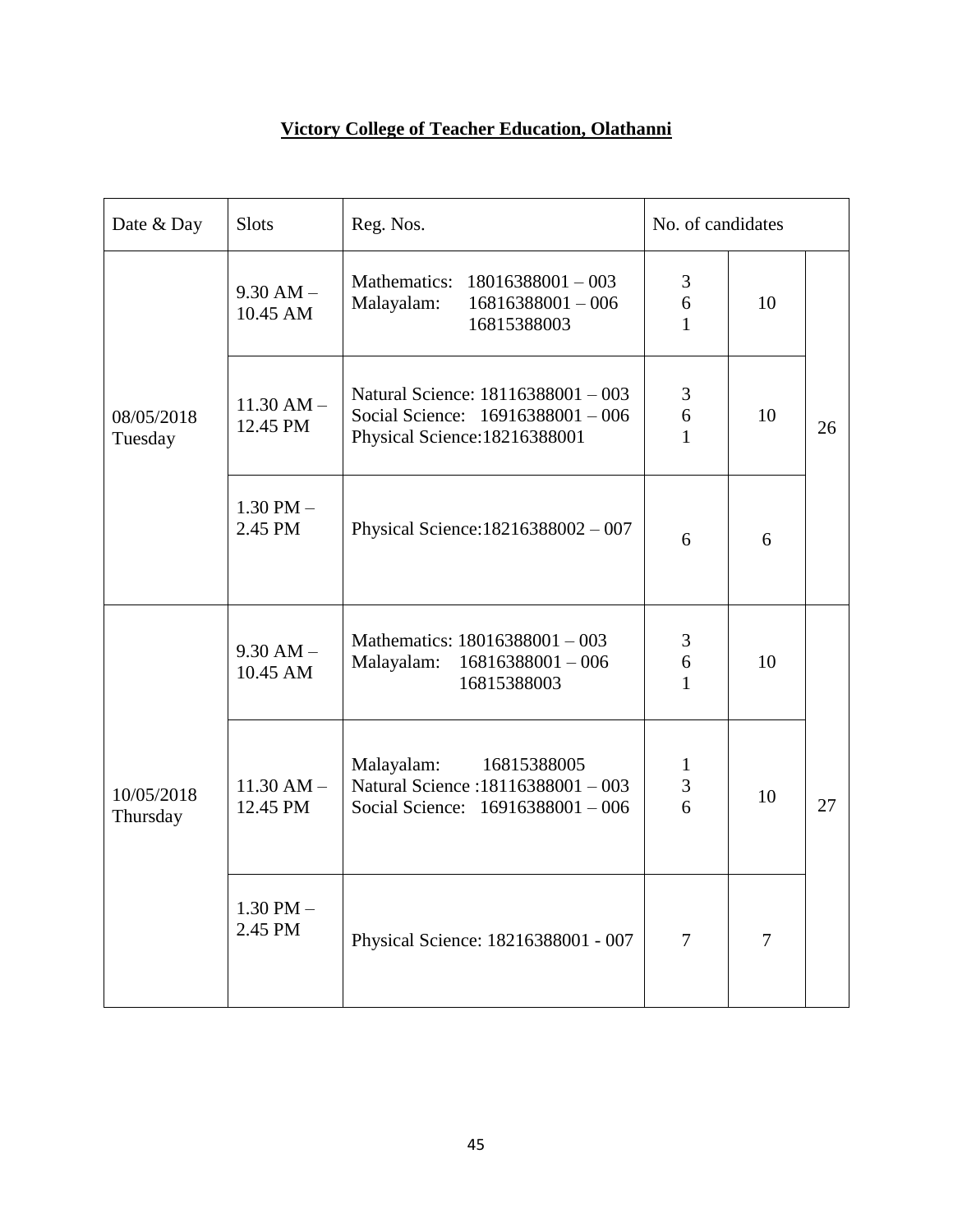**Victory College of Teacher Education, Olathanni**

| Date & Day | Slots | Reg. Nos. | No. of candidates | | |
|---|---|---|---|---|---|
| 08/05/2018 Tuesday | 9.30 AM – 10.45 AM | Mathematics: 18016388001 – 003<br>Malayalam: 16816388001 – 006<br>16815388003 | 3<br>6<br>1 | 10 | 26 |
| | 11.30 AM – 12.45 PM | Natural Science: 18116388001 – 003<br>Social Science: 16916388001 – 006<br>Physical Science:18216388001 | 3<br>6<br>1 | 10 | |
| | 1.30 PM – 2.45 PM | Physical Science:18216388002 – 007 | 6 | 6 | |
| 10/05/2018 Thursday | 9.30 AM – 10.45 AM | Mathematics: 18016388001 – 003<br>Malayalam: 16816388001 – 006<br>16815388003 | 3<br>6<br>1 | 10 | 27 |
| | 11.30 AM – 12.45 PM | Malayalam: 16815388005<br>Natural Science :18116388001 – 003<br>Social Science: 16916388001 – 006 | 1<br>3<br>6 | 10 | |
| | 1.30 PM – 2.45 PM | Physical Science: 18216388001 - 007 | 7 | 7 | |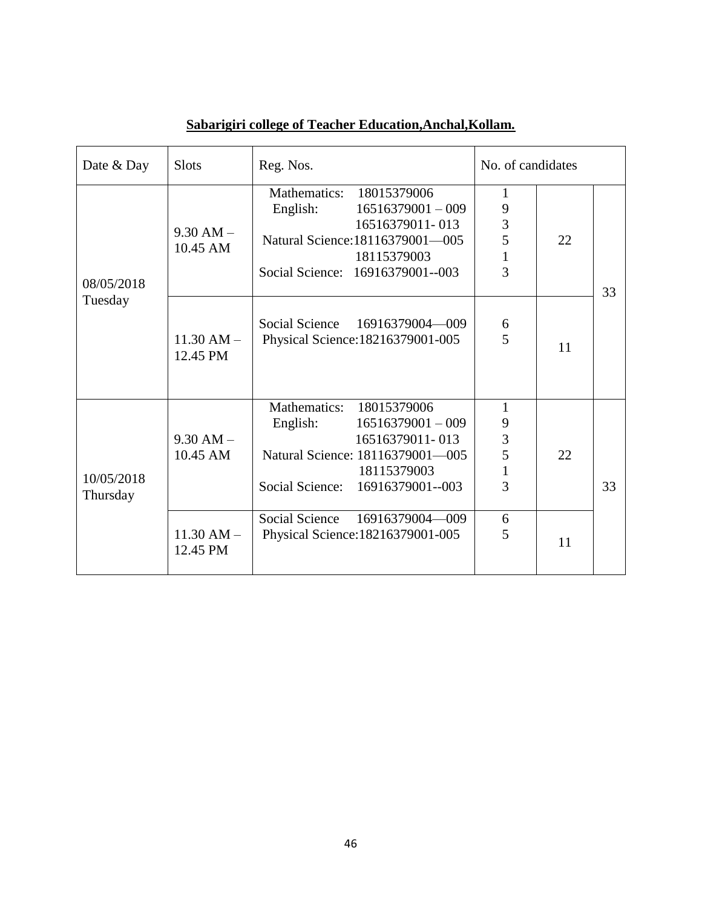**Sabarigiri college of Teacher Education,Anchal,Kollam.**

| Date & Day | Slots | Reg. Nos. | No. of candidates | | |
|---|---|---|---|---|---|
| 08/05/2018 Tuesday | 9.30 AM – 10.45 AM | Mathematics: 18015379006<br>English: 16516379001 – 009<br>16516379011- 013<br>Natural Science:18116379001—005<br>18115379003<br>Social Science: 16916379001--003 | 1<br>9<br>3<br>5<br>1<br>3 | 22 | 33 |
| | 11.30 AM – 12.45 PM | Social Science 16916379004—009<br>Physical Science:18216379001-005 | 6<br>5 | 11 | |
| 10/05/2018 Thursday | 9.30 AM – 10.45 AM | Mathematics: 18015379006<br>English: 16516379001 – 009<br>16516379011- 013<br>Natural Science: 18116379001—005<br>18115379003<br>Social Science: 16916379001--003 | 1<br>9<br>3<br>5<br>1<br>3 | 22 | 33 |
| | 11.30 AM – 12.45 PM | Social Science 16916379004—009<br>Physical Science:18216379001-005 | 6<br>5 | 11 | |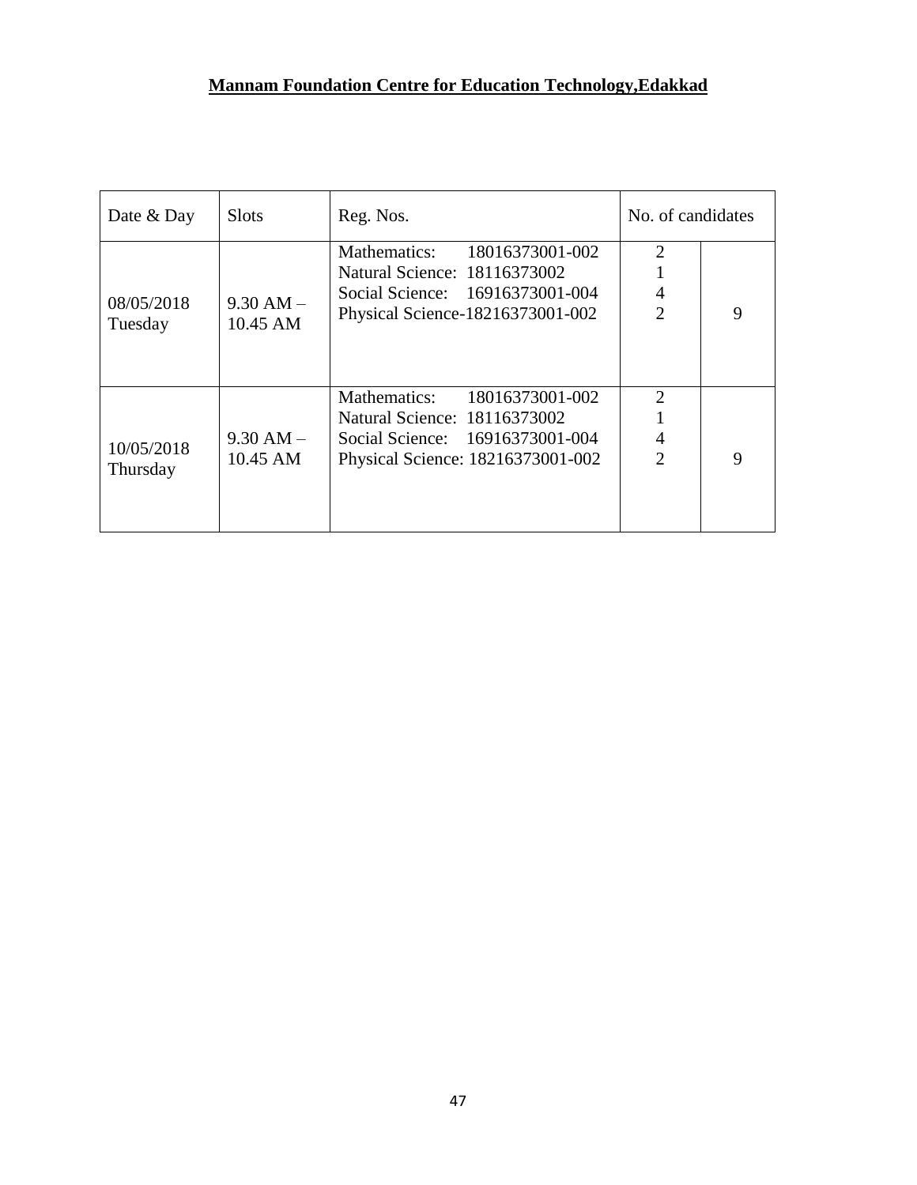**Mannam Foundation Centre for Education Technology,Edakkad**

| Date & Day | Slots | Reg. Nos. | No. of candidates | |
|---|---|---|---|---|
| 08/05/2018 Tuesday | 9.30 AM – 10.45 AM | Mathematics: 18016373001-002<br>Natural Science: 18116373002<br>Social Science: 16916373001-004<br>Physical Science-18216373001-002 | 2<br>1<br>4<br>2 | 9 |
| 10/05/2018 Thursday | 9.30 AM – 10.45 AM | Mathematics: 18016373001-002<br>Natural Science: 18116373002<br>Social Science: 16916373001-004<br>Physical Science: 18216373001-002 | 2<br>1<br>4<br>2 | 9 |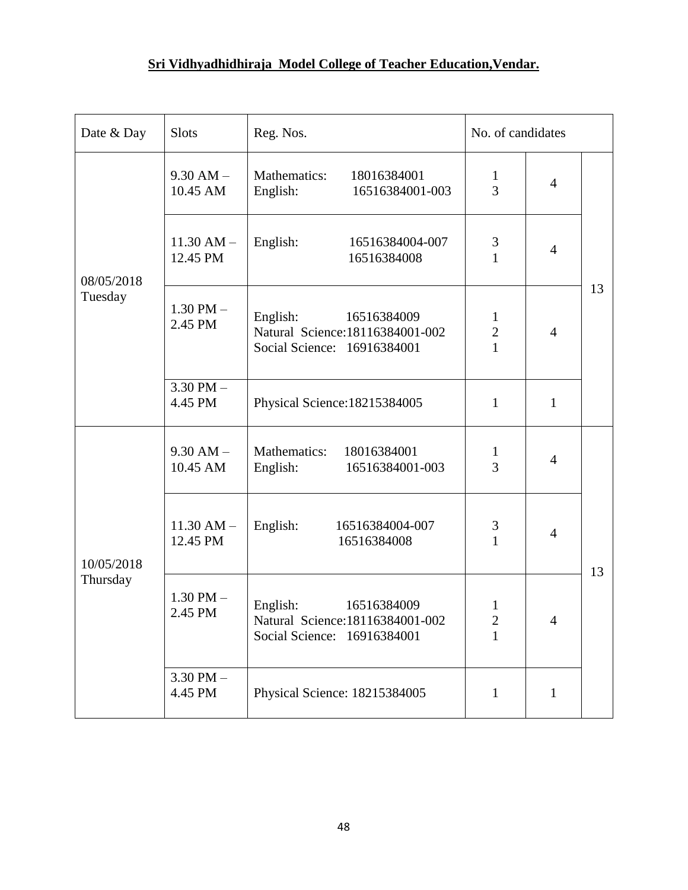**Sri Vidhyadhidhiraja Model College of Teacher Education,Vendar.**

| Date & Day | Slots | Reg. Nos. | No. of candidates | | |
|---|---|---|---|---|---|
| 08/05/2018 Tuesday | 9.30 AM – 10.45 AM | Mathematics: 18016384001<br>English: 16516384001-003 | 1<br>3 | 4 | 13 |
| | 11.30 AM – 12.45 PM | English: 16516384004-007<br>16516384008 | 3<br>1 | 4 | |
| | 1.30 PM – 2.45 PM | English: 16516384009<br>Natural Science:18116384001-002<br>Social Science: 16916384001 | 1<br>2<br>1 | 4 | |
| | 3.30 PM – 4.45 PM | Physical Science:18215384005 | 1 | 1 | |
| 10/05/2018 Thursday | 9.30 AM – 10.45 AM | Mathematics: 18016384001<br>English: 16516384001-003 | 1<br>3 | 4 | 13 |
| | 11.30 AM – 12.45 PM | English: 16516384004-007<br>16516384008 | 3<br>1 | 4 | |
| | 1.30 PM – 2.45 PM | English: 16516384009<br>Natural Science:18116384001-002<br>Social Science: 16916384001 | 1<br>2<br>1 | 4 | |
| | 3.30 PM – 4.45 PM | Physical Science: 18215384005 | 1 | 1 | |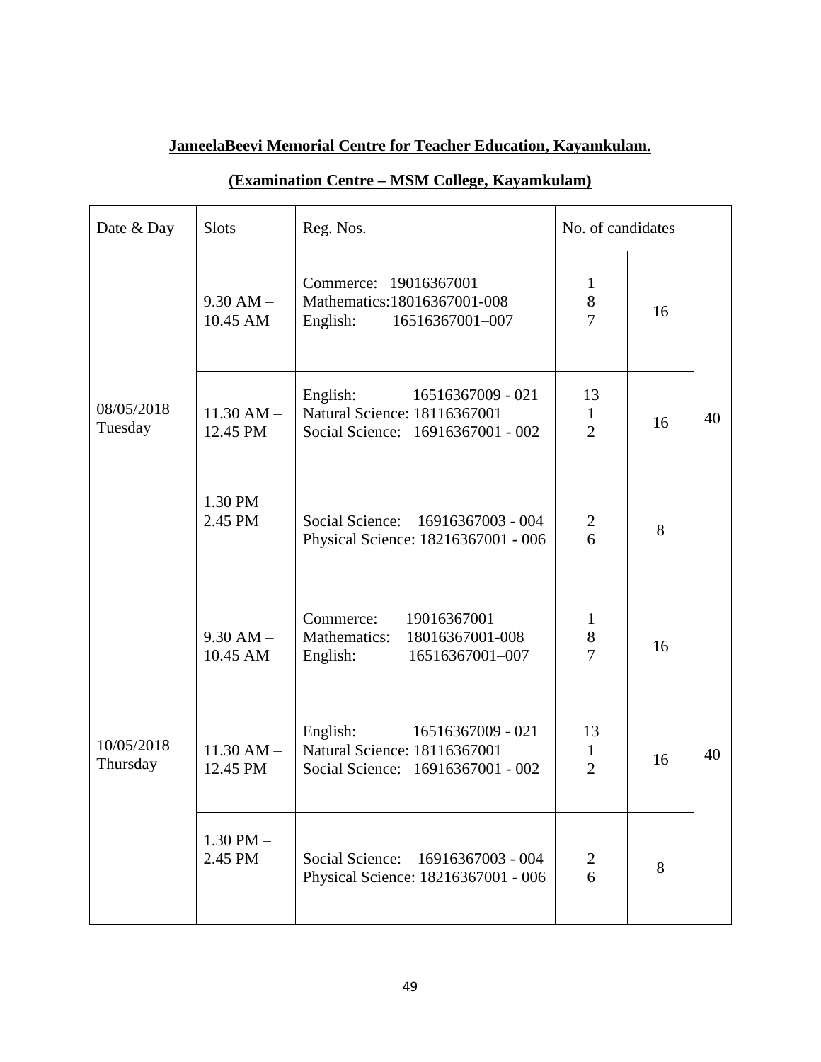**JameelaBeevi Memorial Centre for Teacher Education, Kayamkulam.**

**(Examination Centre – MSM College, Kayamkulam)**

| Date & Day | Slots | Reg. Nos. | No. of candidates | | |
|---|---|---|---|---|---|
| 08/05/2018 Tuesday | 9.30 AM – 10.45 AM | Commerce: 19016367001<br>Mathematics:18016367001-008<br>English: 16516367001–007 | 1<br>8<br>7 | 16 | 40 |
| | 11.30 AM – 12.45 PM | English: 16516367009 - 021<br>Natural Science: 18116367001<br>Social Science: 16916367001 - 002 | 13<br>1<br>2 | 16 | |
| | 1.30 PM – 2.45 PM | Social Science: 16916367003 - 004<br>Physical Science: 18216367001 - 006 | 2<br>6 | 8 | |
| 10/05/2018 Thursday | 9.30 AM – 10.45 AM | Commerce: 19016367001<br>Mathematics: 18016367001-008<br>English: 16516367001–007 | 1<br>8<br>7 | 16 | 40 |
| | 11.30 AM – 12.45 PM | English: 16516367009 - 021<br>Natural Science: 18116367001<br>Social Science: 16916367001 - 002 | 13<br>1<br>2 | 16 | |
| | 1.30 PM – 2.45 PM | Social Science: 16916367003 - 004<br>Physical Science: 18216367001 - 006 | 2<br>6 | 8 | |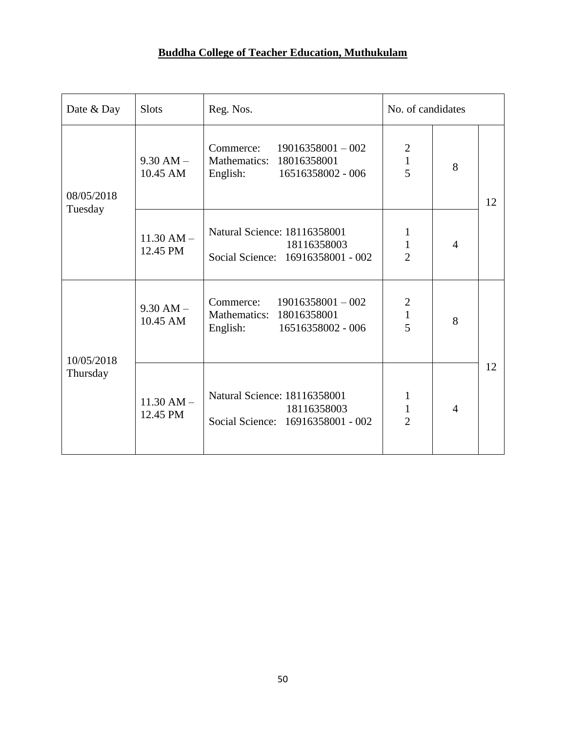**Buddha College of Teacher Education, Muthukulam**

| Date & Day | Slots | Reg. Nos. | No. of candidates | | |
|---|---|---|---|---|---|
| 08/05/2018 Tuesday | 9.30 AM – 10.45 AM | Commerce: 19016358001 – 002<br>Mathematics: 18016358001<br>English: 16516358002 - 006 | 2<br>1<br>5 | 8 | 12 |
| | 11.30 AM – 12.45 PM | Natural Science: 18116358001<br>18116358003<br>Social Science: 16916358001 - 002 | 1<br>1<br>2 | 4 | |
| 10/05/2018 Thursday | 9.30 AM – 10.45 AM | Commerce: 19016358001 – 002<br>Mathematics: 18016358001<br>English: 16516358002 - 006 | 2<br>1<br>5 | 8 | 12 |
| | 11.30 AM – 12.45 PM | Natural Science: 18116358001<br>18116358003<br>Social Science: 16916358001 - 002 | 1<br>1<br>2 | 4 | |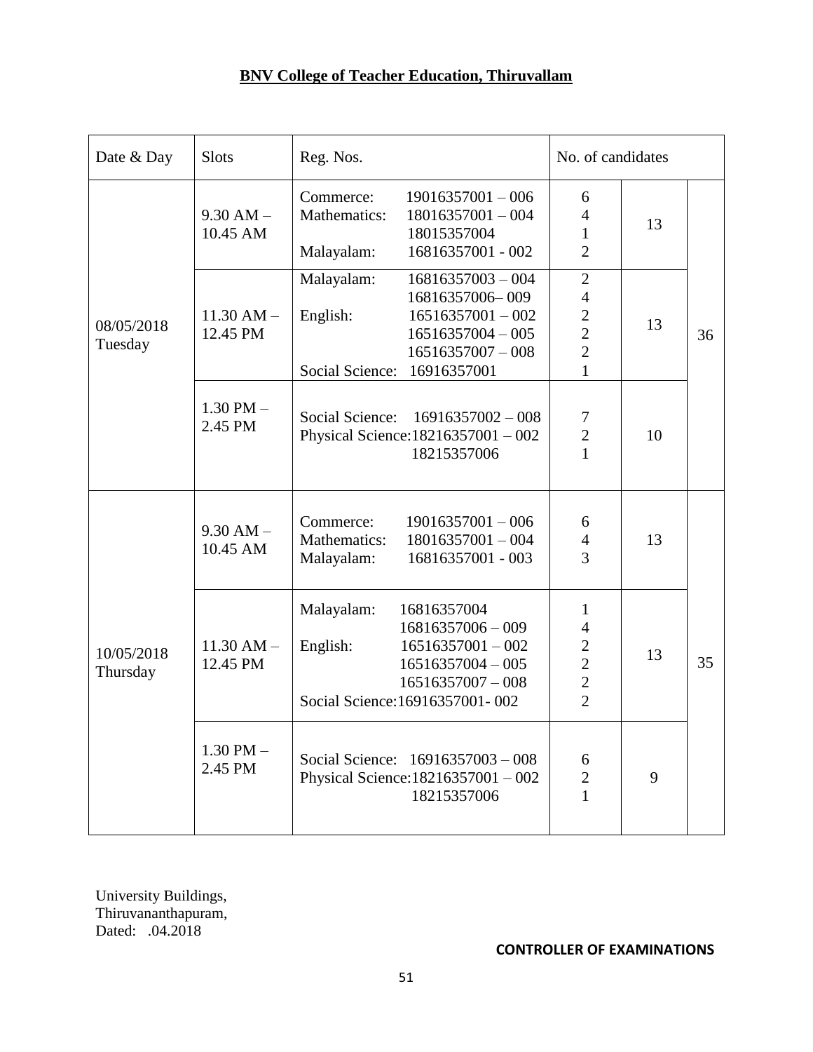**BNV College of Teacher Education, Thiruvallam**

| Date & Day | Slots | Reg. Nos. | No. of candidates | | |
|---|---|---|---|---|---|
| 08/05/2018 Tuesday | 9.30 AM – 10.45 AM | Commerce: 19016357001 – 006<br>Mathematics: 18016357001 – 004<br>18015357004<br>Malayalam: 16816357001 - 002 | 6<br>4<br>1<br>2 | 13 | 36 |
| | 11.30 AM – 12.45 PM | Malayalam: 16816357003 – 004<br>16816357006– 009<br>English: 16516357001 – 002<br>16516357004 – 005<br>16516357007 – 008<br>Social Science: 16916357001 | 2<br>4<br>2<br>2<br>2<br>1 | 13 | |
| | 1.30 PM – 2.45 PM | Social Science: 16916357002 – 008<br>Physical Science:18216357001 – 002<br>18215357006 | 7<br>2<br>1 | 10 | |
| 10/05/2018 Thursday | 9.30 AM – 10.45 AM | Commerce: 19016357001 – 006<br>Mathematics: 18016357001 – 004<br>Malayalam: 16816357001 - 003 | 6<br>4<br>3 | 13 | 35 |
| | 11.30 AM – 12.45 PM | Malayalam: 16816357004<br>16816357006 – 009<br>English: 16516357001 – 002<br>16516357004 – 005<br>16516357007 – 008<br>Social Science:16916357001- 002 | 1<br>4<br>2<br>2<br>2<br>2 | 13 | |
| | 1.30 PM – 2.45 PM | Social Science: 16916357003 – 008<br>Physical Science:18216357001 – 002<br>18215357006 | 6<br>2<br>1 | 9 | |

University Buildings,
Thiruvananthapuram,
Dated: .04.2018

**CONTROLLER OF EXAMINATIONS**